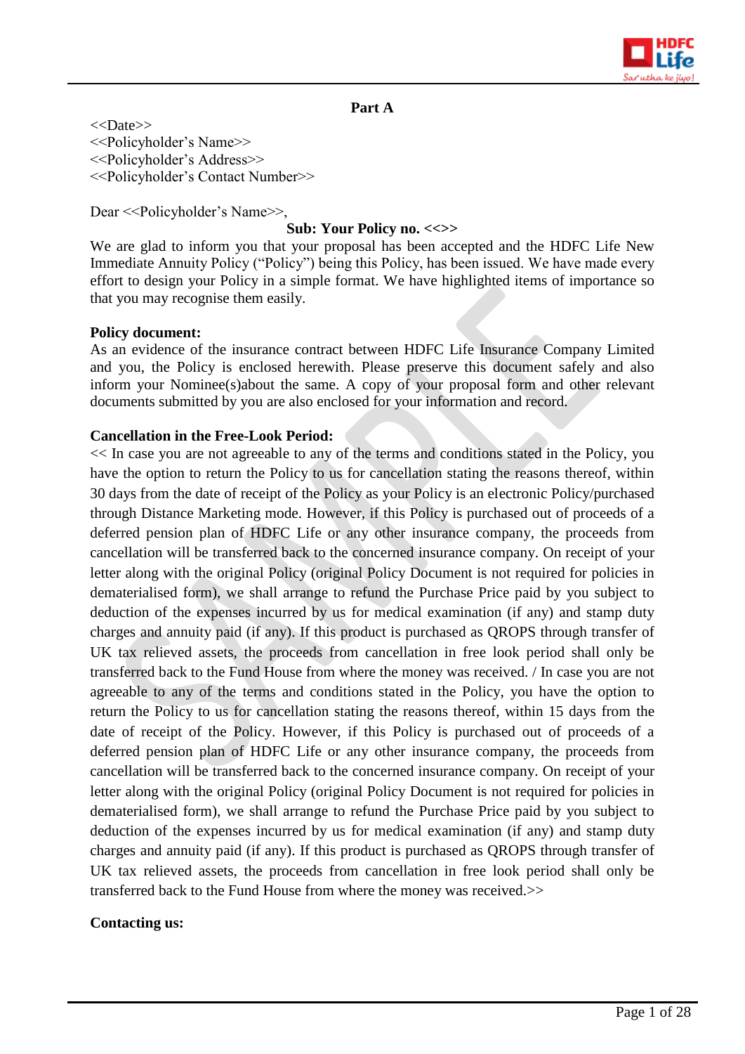## Part A

<<Date>>
<<Policyholder's Name>>
<<Policyholder's Address>>
<<Policyholder's Contact Number>>

Dear <<Policyholder's Name>>,

**Sub: Your Policy no. <<>>**

We are glad to inform you that your proposal has been accepted and the HDFC Life New Immediate Annuity Policy ("Policy") being this Policy, has been issued. We have made every effort to design your Policy in a simple format. We have highlighted items of importance so that you may recognise them easily.

**Policy document:**

As an evidence of the insurance contract between HDFC Life Insurance Company Limited and you, the Policy is enclosed herewith. Please preserve this document safely and also inform your Nominee(s)about the same. A copy of your proposal form and other relevant documents submitted by you are also enclosed for your information and record.

**Cancellation in the Free-Look Period:**

<< In case you are not agreeable to any of the terms and conditions stated in the Policy, you have the option to return the Policy to us for cancellation stating the reasons thereof, within 30 days from the date of receipt of the Policy as your Policy is an electronic Policy/purchased through Distance Marketing mode. However, if this Policy is purchased out of proceeds of a deferred pension plan of HDFC Life or any other insurance company, the proceeds from cancellation will be transferred back to the concerned insurance company. On receipt of your letter along with the original Policy (original Policy Document is not required for policies in dematerialised form), we shall arrange to refund the Purchase Price paid by you subject to deduction of the expenses incurred by us for medical examination (if any) and stamp duty charges and annuity paid (if any). If this product is purchased as QROPS through transfer of UK tax relieved assets, the proceeds from cancellation in free look period shall only be transferred back to the Fund House from where the money was received. / In case you are not agreeable to any of the terms and conditions stated in the Policy, you have the option to return the Policy to us for cancellation stating the reasons thereof, within 15 days from the date of receipt of the Policy. However, if this Policy is purchased out of proceeds of a deferred pension plan of HDFC Life or any other insurance company, the proceeds from cancellation will be transferred back to the concerned insurance company. On receipt of your letter along with the original Policy (original Policy Document is not required for policies in dematerialised form), we shall arrange to refund the Purchase Price paid by you subject to deduction of the expenses incurred by us for medical examination (if any) and stamp duty charges and annuity paid (if any). If this product is purchased as QROPS through transfer of UK tax relieved assets, the proceeds from cancellation in free look period shall only be transferred back to the Fund House from where the money was received.>>

**Contacting us:**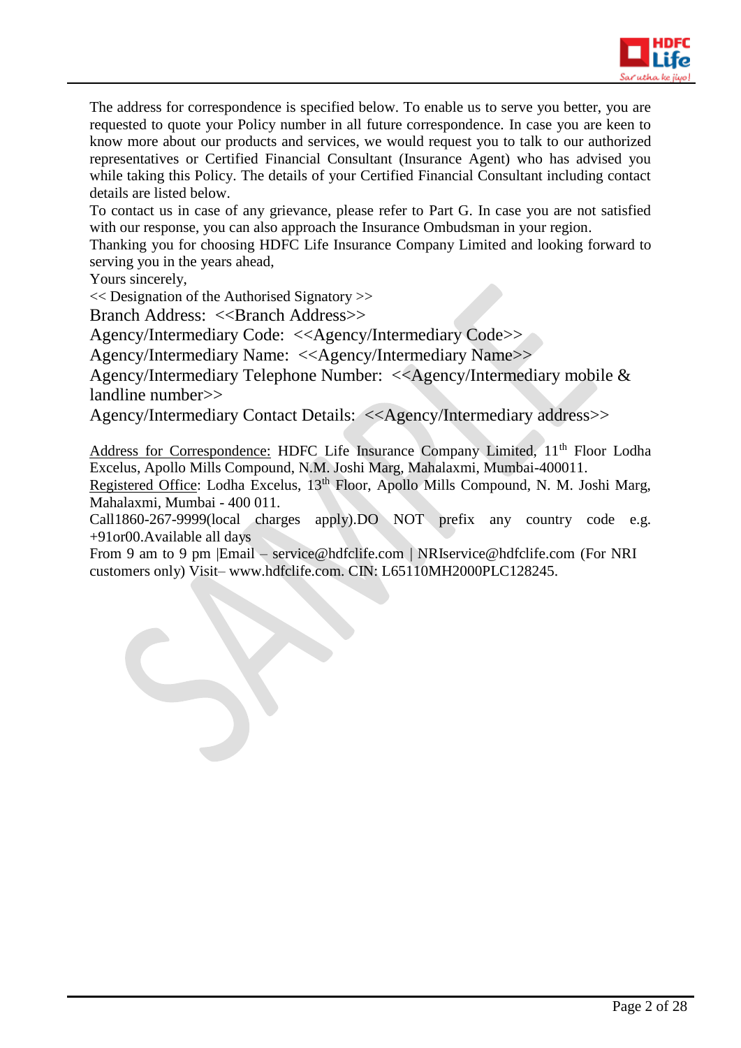The address for correspondence is specified below. To enable us to serve you better, you are requested to quote your Policy number in all future correspondence. In case you are keen to know more about our products and services, we would request you to talk to our authorized representatives or Certified Financial Consultant (Insurance Agent) who has advised you while taking this Policy. The details of your Certified Financial Consultant including contact details are listed below.

To contact us in case of any grievance, please refer to Part G. In case you are not satisfied with our response, you can also approach the Insurance Ombudsman in your region.

Thanking you for choosing HDFC Life Insurance Company Limited and looking forward to serving you in the years ahead,

Yours sincerely,

<< Designation of the Authorised Signatory >>

Branch Address: <<Branch Address>>

Agency/Intermediary Code: <<Agency/Intermediary Code>>

Agency/Intermediary Name: <<Agency/Intermediary Name>>

Agency/Intermediary Telephone Number: <<Agency/Intermediary mobile & landline number>>

Agency/Intermediary Contact Details: <<Agency/Intermediary address>>

Address for Correspondence: HDFC Life Insurance Company Limited, 11th Floor Lodha Excelus, Apollo Mills Compound, N.M. Joshi Marg, Mahalaxmi, Mumbai-400011.

Registered Office: Lodha Excelus, 13th Floor, Apollo Mills Compound, N. M. Joshi Marg, Mahalaxmi, Mumbai - 400 011.

Call1860-267-9999(local charges apply).DO NOT prefix any country code e.g. +91or00.Available all days

From 9 am to 9 pm |Email – service@hdfclife.com | NRIservice@hdfclife.com (For NRI customers only) Visit– www.hdfclife.com. CIN: L65110MH2000PLC128245.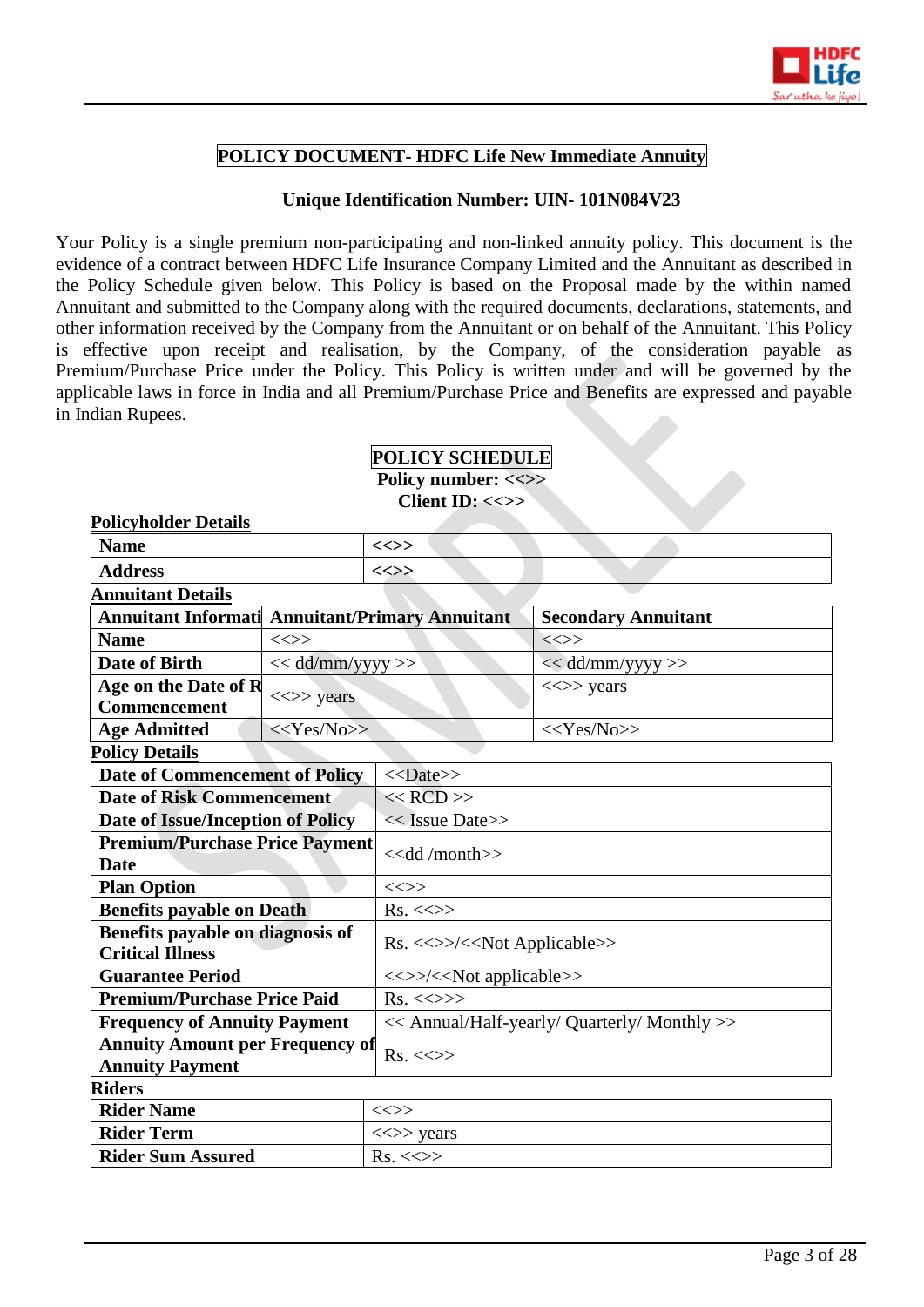# POLICY DOCUMENT- HDFC Life New Immediate Annuity

**Unique Identification Number: UIN- 101N084V23**

Your Policy is a single premium non-participating and non-linked annuity policy. This document is the evidence of a contract between HDFC Life Insurance Company Limited and the Annuitant as described in the Policy Schedule given below. This Policy is based on the Proposal made by the within named Annuitant and submitted to the Company along with the required documents, declarations, statements, and other information received by the Company from the Annuitant or on behalf of the Annuitant. This Policy is effective upon receipt and realisation, by the Company, of the consideration payable as Premium/Purchase Price under the Policy. This Policy is written under and will be governed by the applicable laws in force in India and all Premium/Purchase Price and Benefits are expressed and payable in Indian Rupees.

## POLICY SCHEDULE

**Policy number: <<>>**

**Client ID: <<>>**

**Policyholder Details**

| Name | <<>> |
|---|---|
| Address | <<>> |

**Annuitant Details**

| Annuitant Informati | Annuitant/Primary Annuitant | Secondary Annuitant |
|---|---|---|
| Name | <<>> | <<>> |
| Date of Birth | << dd/mm/yyyy >> | << dd/mm/yyyy >> |
| Age on the Date of R Commencement | <<>> years | <<>> years |
| Age Admitted | <<Yes/No>> | <<Yes/No>> |

**Policy Details**

| Date of Commencement of Policy | <<Date>> |
|---|---|
| Date of Risk Commencement | << RCD >> |
| Date of Issue/Inception of Policy | << Issue Date>> |
| Premium/Purchase Price Payment Date | <<dd /month>> |
| Plan Option | <<>> |
| Benefits payable on Death | Rs. <<>> |
| Benefits payable on diagnosis of Critical Illness | Rs. <<>>/<<Not Applicable>> |
| Guarantee Period | <<>>/<<Not applicable>> |
| Premium/Purchase Price Paid | Rs. <<>>> |
| Frequency of Annuity Payment | << Annual/Half-yearly/ Quarterly/ Monthly >> |
| Annuity Amount per Frequency of Annuity Payment | Rs. <<>> |

**Riders**

| Rider Name | <<>> |
|---|---|
| Rider Term | <<>> years |
| Rider Sum Assured | Rs. <<>> |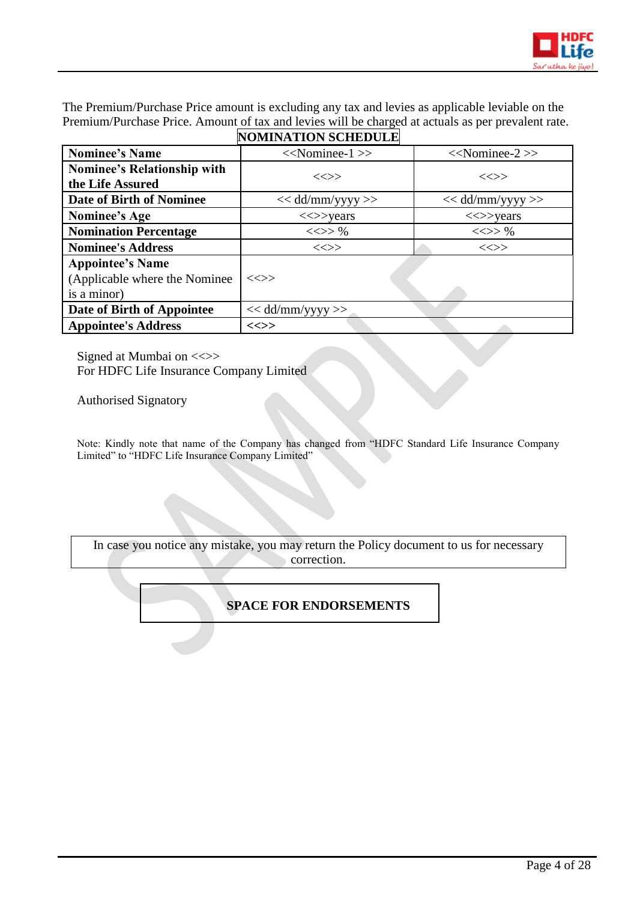The Premium/Purchase Price amount is excluding any tax and levies as applicable leviable on the Premium/Purchase Price. Amount of tax and levies will be charged at actuals as per prevalent rate.

## NOMINATION SCHEDULE

| **Nominee's Name** | <<Nominee-1 >> | <<Nominee-2 >> |
|---|---|---|
| **Nominee's Relationship with the Life Assured** | <<>> | <<>> |
| **Date of Birth of Nominee** | << dd/mm/yyyy >> | << dd/mm/yyyy >> |
| **Nominee's Age** | <<>>years | <<>>years |
| **Nomination Percentage** | <<>> % | <<>> % |
| **Nominee's Address** | <<>> | <<>> |
| **Appointee's Name** (Applicable where the Nominee is a minor) | <<>> | |
| **Date of Birth of Appointee** | << dd/mm/yyyy >> | |
| **Appointee's Address** | **<<>>** | |

Signed at Mumbai on <<>>
For HDFC Life Insurance Company Limited

Authorised Signatory

Note: Kindly note that name of the Company has changed from "HDFC Standard Life Insurance Company Limited" to "HDFC Life Insurance Company Limited"

In case you notice any mistake, you may return the Policy document to us for necessary correction.

**SPACE FOR ENDORSEMENTS**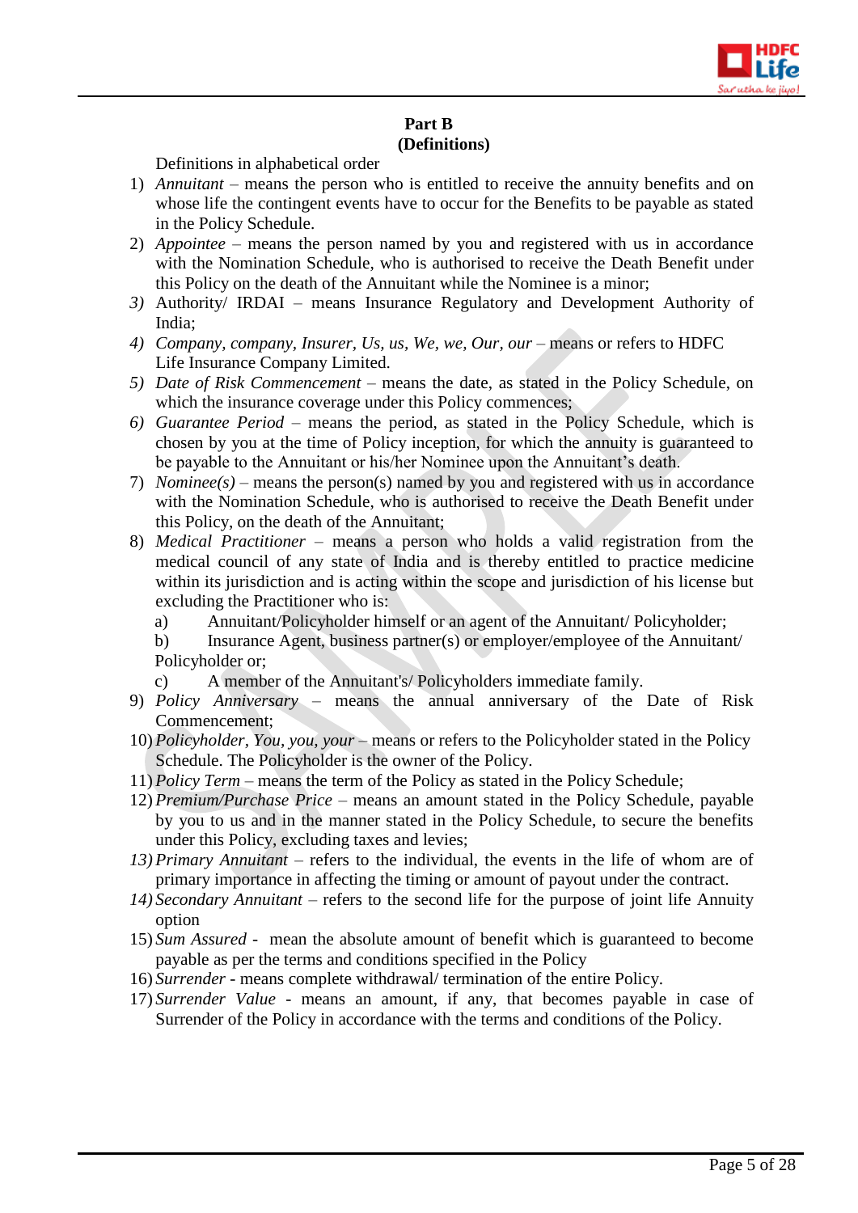## Part B
## (Definitions)

Definitions in alphabetical order

1) *Annuitant* – means the person who is entitled to receive the annuity benefits and on whose life the contingent events have to occur for the Benefits to be payable as stated in the Policy Schedule.
2) *Appointee* – means the person named by you and registered with us in accordance with the Nomination Schedule, who is authorised to receive the Death Benefit under this Policy on the death of the Annuitant while the Nominee is a minor;
3) Authority/ IRDAI – means Insurance Regulatory and Development Authority of India;
4) *Company, company, Insurer, Us, us, We, we, Our, our* – means or refers to HDFC Life Insurance Company Limited.
5) *Date of Risk Commencement* – means the date, as stated in the Policy Schedule, on which the insurance coverage under this Policy commences;
6) *Guarantee Period* – means the period, as stated in the Policy Schedule, which is chosen by you at the time of Policy inception, for which the annuity is guaranteed to be payable to the Annuitant or his/her Nominee upon the Annuitant's death.
7) *Nominee(s)* – means the person(s) named by you and registered with us in accordance with the Nomination Schedule, who is authorised to receive the Death Benefit under this Policy, on the death of the Annuitant;
8) *Medical Practitioner* – means a person who holds a valid registration from the medical council of any state of India and is thereby entitled to practice medicine within its jurisdiction and is acting within the scope and jurisdiction of his license but excluding the Practitioner who is:
   a) Annuitant/Policyholder himself or an agent of the Annuitant/ Policyholder;
   b) Insurance Agent, business partner(s) or employer/employee of the Annuitant/ Policyholder or;
   c) A member of the Annuitant's/ Policyholders immediate family.
9) *Policy Anniversary* – means the annual anniversary of the Date of Risk Commencement;
10) *Policyholder, You, you, your* – means or refers to the Policyholder stated in the Policy Schedule. The Policyholder is the owner of the Policy.
11) *Policy Term* – means the term of the Policy as stated in the Policy Schedule;
12) *Premium/Purchase Price* – means an amount stated in the Policy Schedule, payable by you to us and in the manner stated in the Policy Schedule, to secure the benefits under this Policy, excluding taxes and levies;
13) *Primary Annuitant* – refers to the individual, the events in the life of whom are of primary importance in affecting the timing or amount of payout under the contract.
14) *Secondary Annuitant* – refers to the second life for the purpose of joint life Annuity option
15) *Sum Assured* - mean the absolute amount of benefit which is guaranteed to become payable as per the terms and conditions specified in the Policy
16) *Surrender* - means complete withdrawal/ termination of the entire Policy.
17) *Surrender Value* - means an amount, if any, that becomes payable in case of Surrender of the Policy in accordance with the terms and conditions of the Policy.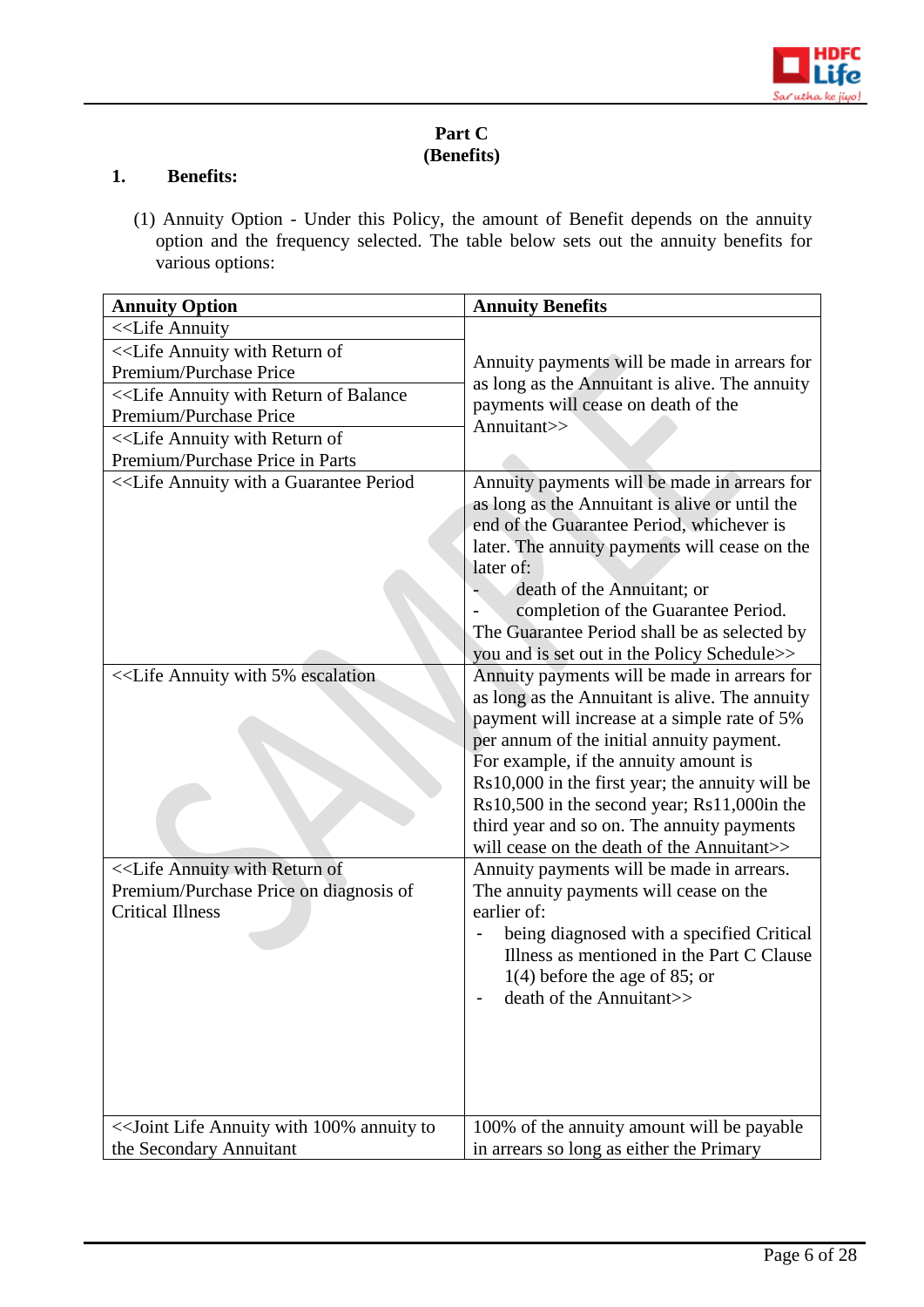## Part C
## (Benefits)

**1. Benefits:**

(1) Annuity Option - Under this Policy, the amount of Benefit depends on the annuity option and the frequency selected. The table below sets out the annuity benefits for various options:

| **Annuity Option** | **Annuity Benefits** |
|---|---|
| <<Life Annuity | Annuity payments will be made in arrears for as long as the Annuitant is alive. The annuity payments will cease on death of the Annuitant>> |
| <<Life Annuity with Return of Premium/Purchase Price | |
| <<Life Annuity with Return of Balance Premium/Purchase Price | |
| <<Life Annuity with Return of Premium/Purchase Price in Parts | |
| <<Life Annuity with a Guarantee Period | Annuity payments will be made in arrears for as long as the Annuitant is alive or until the end of the Guarantee Period, whichever is later. The annuity payments will cease on the later of: <br> - death of the Annuitant; or <br> - completion of the Guarantee Period. <br> The Guarantee Period shall be as selected by you and is set out in the Policy Schedule>> |
| <<Life Annuity with 5% escalation | Annuity payments will be made in arrears for as long as the Annuitant is alive. The annuity payment will increase at a simple rate of 5% per annum of the initial annuity payment. For example, if the annuity amount is Rs10,000 in the first year; the annuity will be Rs10,500 in the second year; Rs11,000in the third year and so on. The annuity payments will cease on the death of the Annuitant>> |
| <<Life Annuity with Return of Premium/Purchase Price on diagnosis of Critical Illness | Annuity payments will be made in arrears. The annuity payments will cease on the earlier of: <br> - being diagnosed with a specified Critical Illness as mentioned in the Part C Clause 1(4) before the age of 85; or <br> - death of the Annuitant>> |
| <<Joint Life Annuity with 100% annuity to the Secondary Annuitant | 100% of the annuity amount will be payable in arrears so long as either the Primary |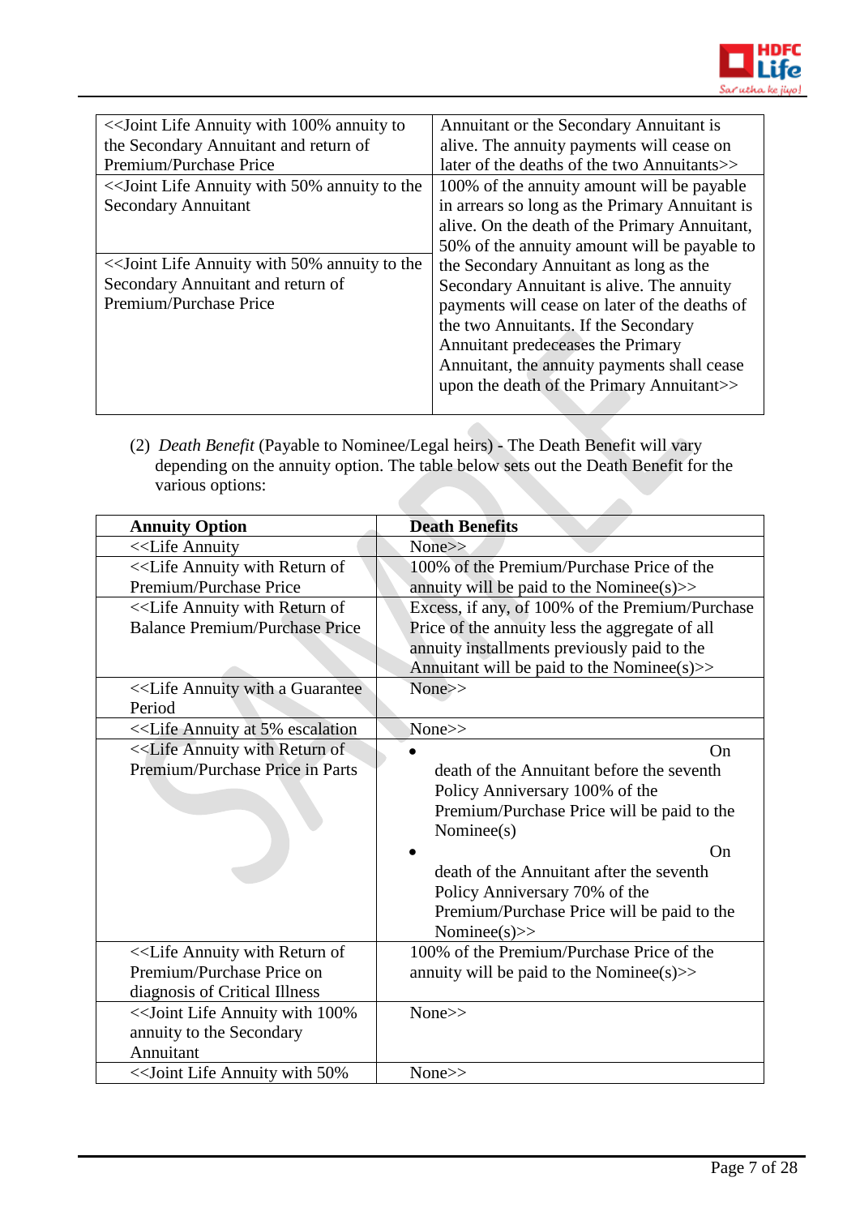| | |
|---|---|
| <<Joint Life Annuity with 100% annuity to the Secondary Annuitant and return of Premium/Purchase Price | Annuitant or the Secondary Annuitant is alive. The annuity payments will cease on later of the deaths of the two Annuitants>> |
| <<Joint Life Annuity with 50% annuity to the Secondary Annuitant | 100% of the annuity amount will be payable in arrears so long as the Primary Annuitant is alive. On the death of the Primary Annuitant, 50% of the annuity amount will be payable to the Secondary Annuitant as long as the Secondary Annuitant is alive. The annuity payments will cease on later of the deaths of the two Annuitants. If the Secondary Annuitant predeceases the Primary Annuitant, the annuity payments shall cease upon the death of the Primary Annuitant>> |
| <<Joint Life Annuity with 50% annuity to the Secondary Annuitant and return of Premium/Purchase Price | |

(2) *Death Benefit* (Payable to Nominee/Legal heirs) - The Death Benefit will vary depending on the annuity option. The table below sets out the Death Benefit for the various options:

| **Annuity Option** | **Death Benefits** |
|---|---|
| <<Life Annuity | None>> |
| <<Life Annuity with Return of Premium/Purchase Price | 100% of the Premium/Purchase Price of the annuity will be paid to the Nominee(s)>> |
| <<Life Annuity with Return of Balance Premium/Purchase Price | Excess, if any, of 100% of the Premium/Purchase Price of the annuity less the aggregate of all annuity installments previously paid to the Annuitant will be paid to the Nominee(s)>> |
| <<Life Annuity with a Guarantee Period | None>> |
| <<Life Annuity at 5% escalation | None>> |
| <<Life Annuity with Return of Premium/Purchase Price in Parts | • On death of the Annuitant before the seventh Policy Anniversary 100% of the Premium/Purchase Price will be paid to the Nominee(s)<br>• On death of the Annuitant after the seventh Policy Anniversary 70% of the Premium/Purchase Price will be paid to the Nominee(s)>> |
| <<Life Annuity with Return of Premium/Purchase Price on diagnosis of Critical Illness | 100% of the Premium/Purchase Price of the annuity will be paid to the Nominee(s)>> |
| <<Joint Life Annuity with 100% annuity to the Secondary Annuitant | None>> |
| <<Joint Life Annuity with 50% | None>> |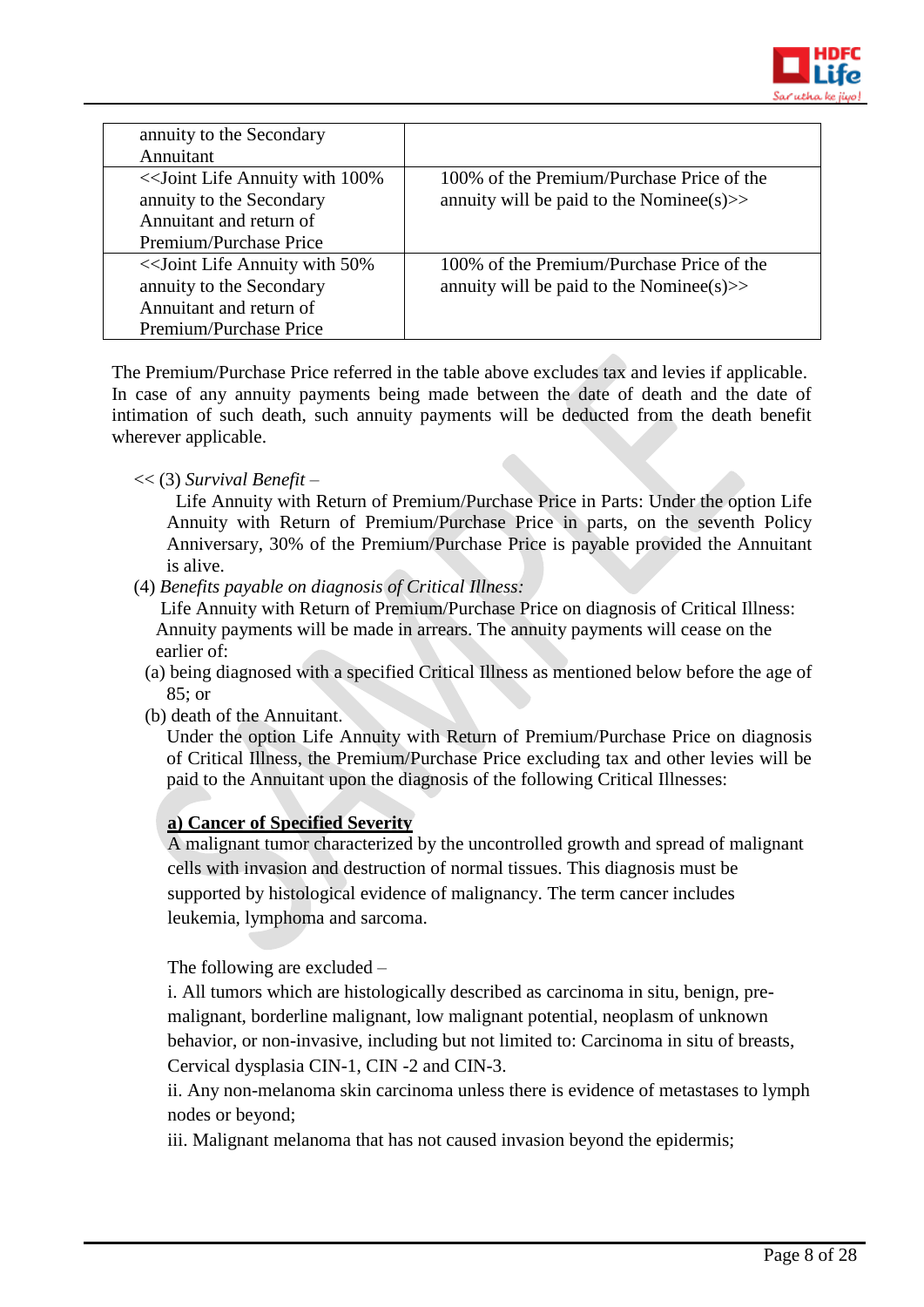| | |
|---|---|
| annuity to the Secondary Annuitant | |
| <<Joint Life Annuity with 100% annuity to the Secondary Annuitant and return of Premium/Purchase Price | 100% of the Premium/Purchase Price of the annuity will be paid to the Nominee(s)>> |
| <<Joint Life Annuity with 50% annuity to the Secondary Annuitant and return of Premium/Purchase Price | 100% of the Premium/Purchase Price of the annuity will be paid to the Nominee(s)>> |

The Premium/Purchase Price referred in the table above excludes tax and levies if applicable. In case of any annuity payments being made between the date of death and the date of intimation of such death, such annuity payments will be deducted from the death benefit wherever applicable.

<< (3) *Survival Benefit* –

Life Annuity with Return of Premium/Purchase Price in Parts: Under the option Life Annuity with Return of Premium/Purchase Price in parts, on the seventh Policy Anniversary, 30% of the Premium/Purchase Price is payable provided the Annuitant is alive.

(4) *Benefits payable on diagnosis of Critical Illness:*

Life Annuity with Return of Premium/Purchase Price on diagnosis of Critical Illness: Annuity payments will be made in arrears. The annuity payments will cease on the earlier of:

(a) being diagnosed with a specified Critical Illness as mentioned below before the age of 85; or

(b) death of the Annuitant.

Under the option Life Annuity with Return of Premium/Purchase Price on diagnosis of Critical Illness, the Premium/Purchase Price excluding tax and other levies will be paid to the Annuitant upon the diagnosis of the following Critical Illnesses:

**a) Cancer of Specified Severity**

A malignant tumor characterized by the uncontrolled growth and spread of malignant cells with invasion and destruction of normal tissues. This diagnosis must be supported by histological evidence of malignancy. The term cancer includes leukemia, lymphoma and sarcoma.

The following are excluded –

i. All tumors which are histologically described as carcinoma in situ, benign, pre-malignant, borderline malignant, low malignant potential, neoplasm of unknown behavior, or non-invasive, including but not limited to: Carcinoma in situ of breasts, Cervical dysplasia CIN-1, CIN -2 and CIN-3.

ii. Any non-melanoma skin carcinoma unless there is evidence of metastases to lymph nodes or beyond;

iii. Malignant melanoma that has not caused invasion beyond the epidermis;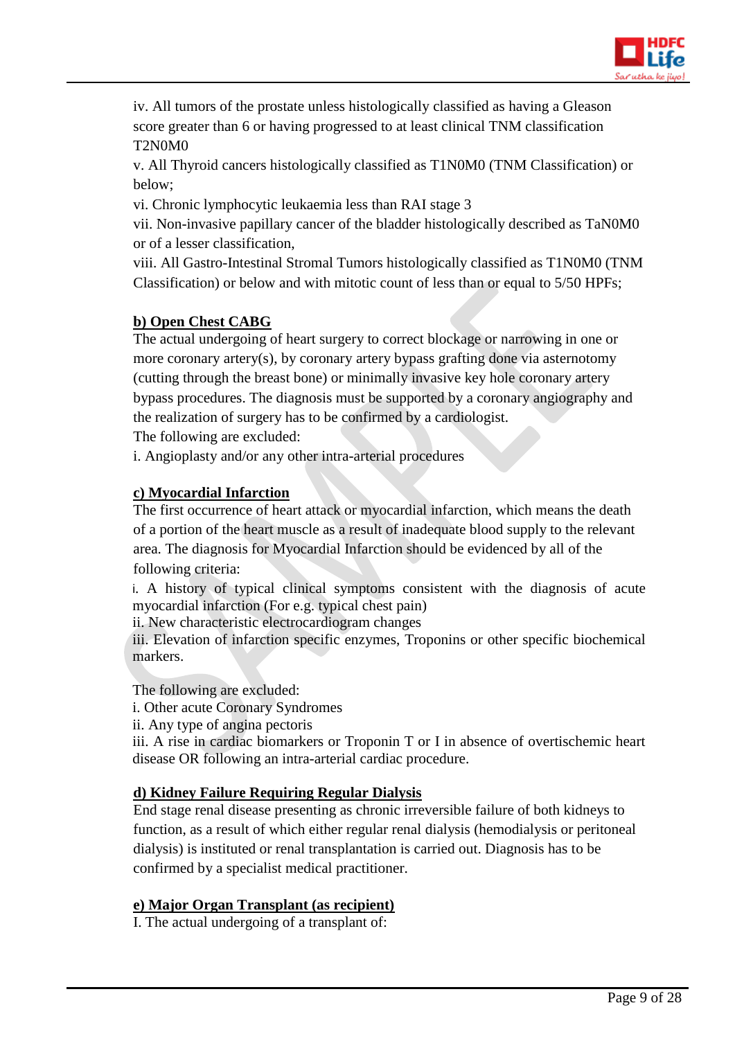iv. All tumors of the prostate unless histologically classified as having a Gleason score greater than 6 or having progressed to at least clinical TNM classification T2N0M0

v. All Thyroid cancers histologically classified as T1N0M0 (TNM Classification) or below;

vi. Chronic lymphocytic leukaemia less than RAI stage 3

vii. Non-invasive papillary cancer of the bladder histologically described as TaN0M0 or of a lesser classification,

viii. All Gastro-Intestinal Stromal Tumors histologically classified as T1N0M0 (TNM Classification) or below and with mitotic count of less than or equal to 5/50 HPFs;

**b) Open Chest CABG**

The actual undergoing of heart surgery to correct blockage or narrowing in one or more coronary artery(s), by coronary artery bypass grafting done via asternotomy (cutting through the breast bone) or minimally invasive key hole coronary artery bypass procedures. The diagnosis must be supported by a coronary angiography and the realization of surgery has to be confirmed by a cardiologist.

The following are excluded:

i. Angioplasty and/or any other intra-arterial procedures

**c) Myocardial Infarction**

The first occurrence of heart attack or myocardial infarction, which means the death of a portion of the heart muscle as a result of inadequate blood supply to the relevant area. The diagnosis for Myocardial Infarction should be evidenced by all of the following criteria:

i. A history of typical clinical symptoms consistent with the diagnosis of acute myocardial infarction (For e.g. typical chest pain)

ii. New characteristic electrocardiogram changes

iii. Elevation of infarction specific enzymes, Troponins or other specific biochemical markers.

The following are excluded:

i. Other acute Coronary Syndromes

ii. Any type of angina pectoris

iii. A rise in cardiac biomarkers or Troponin T or I in absence of overtischemic heart disease OR following an intra-arterial cardiac procedure.

**d) Kidney Failure Requiring Regular Dialysis**

End stage renal disease presenting as chronic irreversible failure of both kidneys to function, as a result of which either regular renal dialysis (hemodialysis or peritoneal dialysis) is instituted or renal transplantation is carried out. Diagnosis has to be confirmed by a specialist medical practitioner.

**e) Major Organ Transplant (as recipient)**

I. The actual undergoing of a transplant of: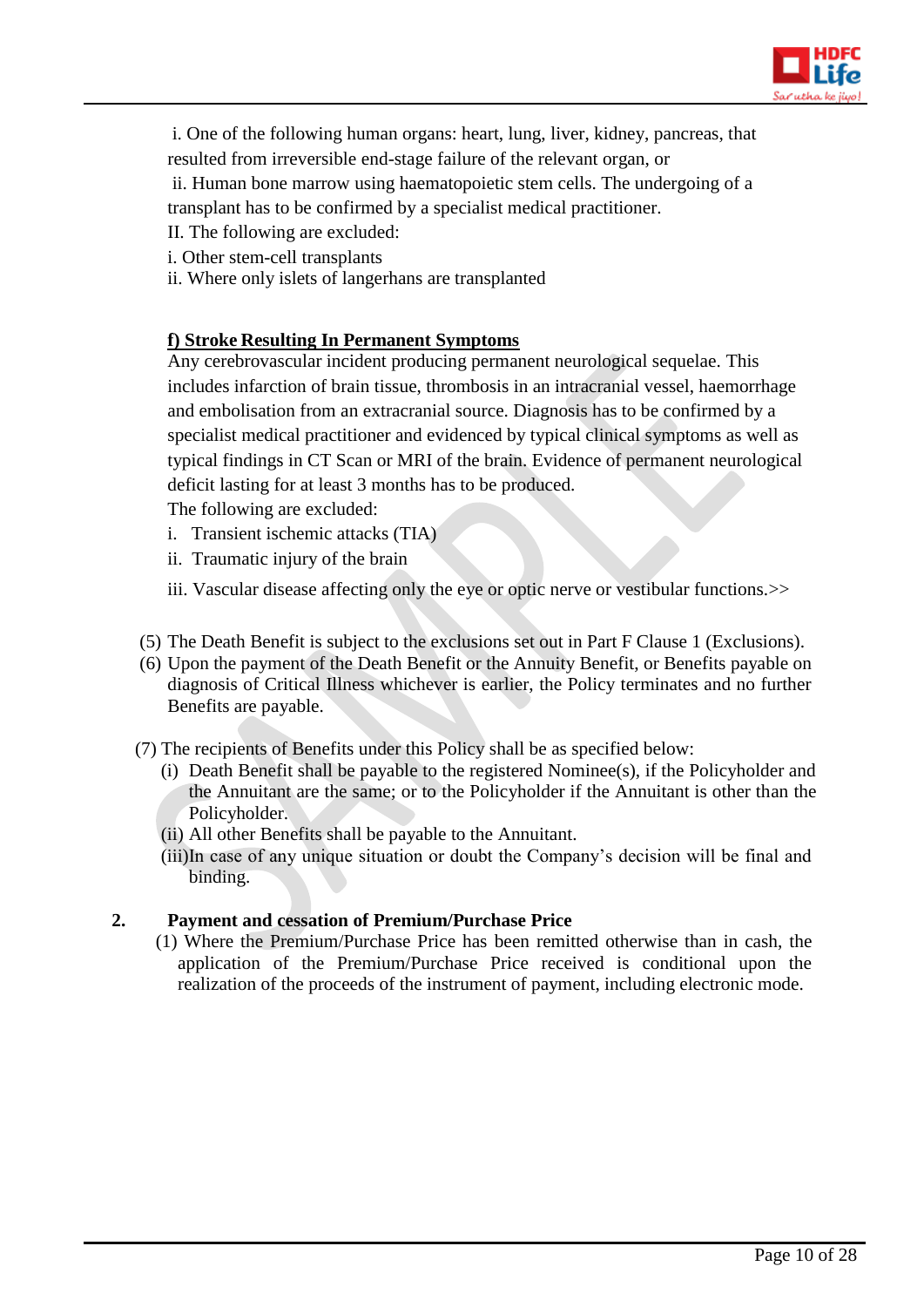i. One of the following human organs: heart, lung, liver, kidney, pancreas, that resulted from irreversible end-stage failure of the relevant organ, or

ii. Human bone marrow using haematopoietic stem cells. The undergoing of a transplant has to be confirmed by a specialist medical practitioner.

II. The following are excluded:

i. Other stem-cell transplants

ii. Where only islets of langerhans are transplanted

**f) Stroke Resulting In Permanent Symptoms**

Any cerebrovascular incident producing permanent neurological sequelae. This includes infarction of brain tissue, thrombosis in an intracranial vessel, haemorrhage and embolisation from an extracranial source. Diagnosis has to be confirmed by a specialist medical practitioner and evidenced by typical clinical symptoms as well as typical findings in CT Scan or MRI of the brain. Evidence of permanent neurological deficit lasting for at least 3 months has to be produced.

The following are excluded:

i. Transient ischemic attacks (TIA)

ii. Traumatic injury of the brain

iii. Vascular disease affecting only the eye or optic nerve or vestibular functions.>>

(5) The Death Benefit is subject to the exclusions set out in Part F Clause 1 (Exclusions).

(6) Upon the payment of the Death Benefit or the Annuity Benefit, or Benefits payable on diagnosis of Critical Illness whichever is earlier, the Policy terminates and no further Benefits are payable.

(7) The recipients of Benefits under this Policy shall be as specified below:

(i) Death Benefit shall be payable to the registered Nominee(s), if the Policyholder and the Annuitant are the same; or to the Policyholder if the Annuitant is other than the Policyholder.

(ii) All other Benefits shall be payable to the Annuitant.

(iii)In case of any unique situation or doubt the Company's decision will be final and binding.

**2. Payment and cessation of Premium/Purchase Price**

(1) Where the Premium/Purchase Price has been remitted otherwise than in cash, the application of the Premium/Purchase Price received is conditional upon the realization of the proceeds of the instrument of payment, including electronic mode.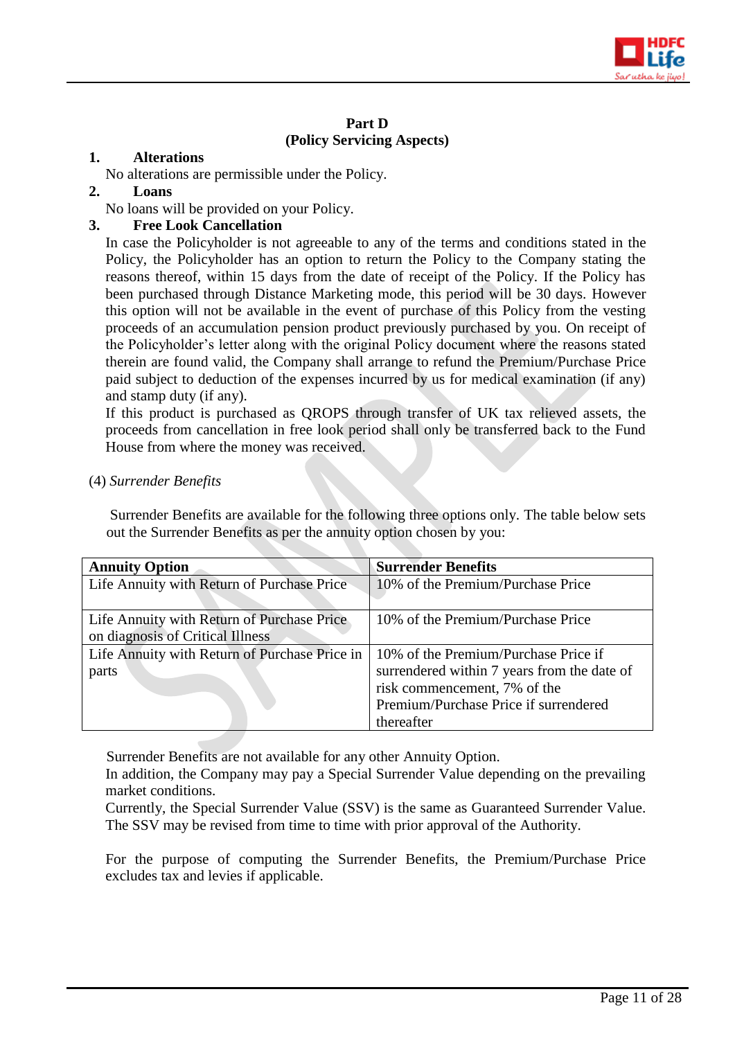## Part D
## (Policy Servicing Aspects)

**1. Alterations**

No alterations are permissible under the Policy.

**2. Loans**

No loans will be provided on your Policy.

**3. Free Look Cancellation**

In case the Policyholder is not agreeable to any of the terms and conditions stated in the Policy, the Policyholder has an option to return the Policy to the Company stating the reasons thereof, within 15 days from the date of receipt of the Policy. If the Policy has been purchased through Distance Marketing mode, this period will be 30 days. However this option will not be available in the event of purchase of this Policy from the vesting proceeds of an accumulation pension product previously purchased by you. On receipt of the Policyholder's letter along with the original Policy document where the reasons stated therein are found valid, the Company shall arrange to refund the Premium/Purchase Price paid subject to deduction of the expenses incurred by us for medical examination (if any) and stamp duty (if any).

If this product is purchased as QROPS through transfer of UK tax relieved assets, the proceeds from cancellation in free look period shall only be transferred back to the Fund House from where the money was received.

(4) *Surrender Benefits*

Surrender Benefits are available for the following three options only. The table below sets out the Surrender Benefits as per the annuity option chosen by you:

| Annuity Option | Surrender Benefits |
|---|---|
| Life Annuity with Return of Purchase Price | 10% of the Premium/Purchase Price |
| Life Annuity with Return of Purchase Price on diagnosis of Critical Illness | 10% of the Premium/Purchase Price |
| Life Annuity with Return of Purchase Price in parts | 10% of the Premium/Purchase Price if surrendered within 7 years from the date of risk commencement, 7% of the Premium/Purchase Price if surrendered thereafter |

Surrender Benefits are not available for any other Annuity Option.

In addition, the Company may pay a Special Surrender Value depending on the prevailing market conditions.

Currently, the Special Surrender Value (SSV) is the same as Guaranteed Surrender Value. The SSV may be revised from time to time with prior approval of the Authority.

For the purpose of computing the Surrender Benefits, the Premium/Purchase Price excludes tax and levies if applicable.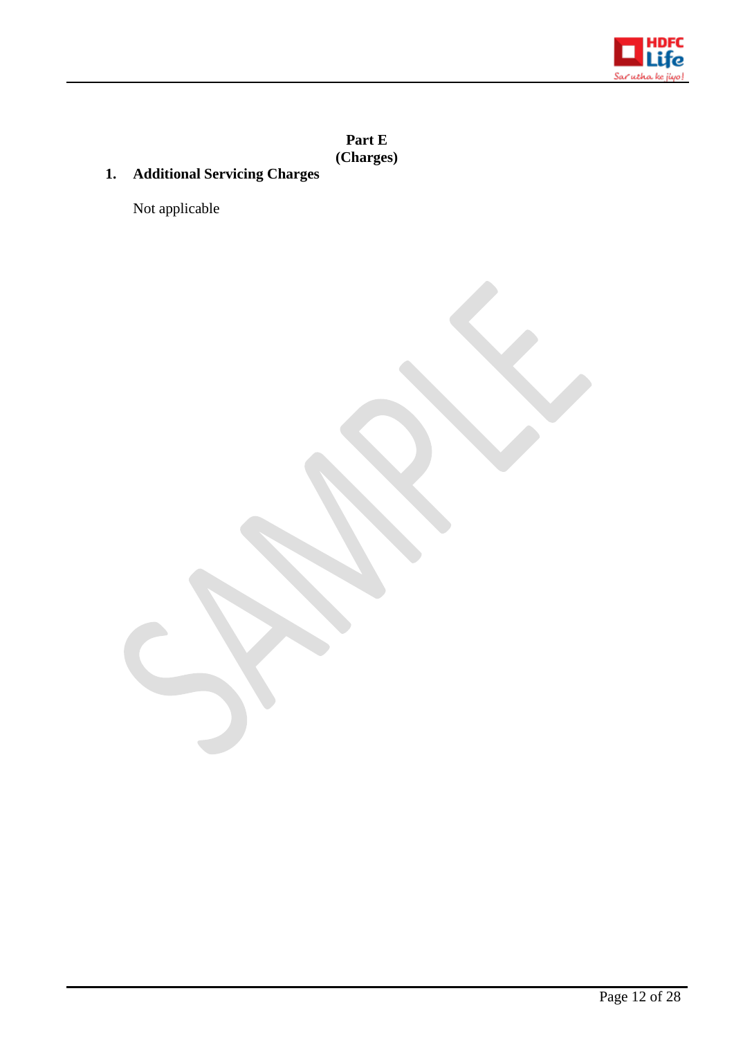## Part E
## (Charges)

**1. Additional Servicing Charges**

Not applicable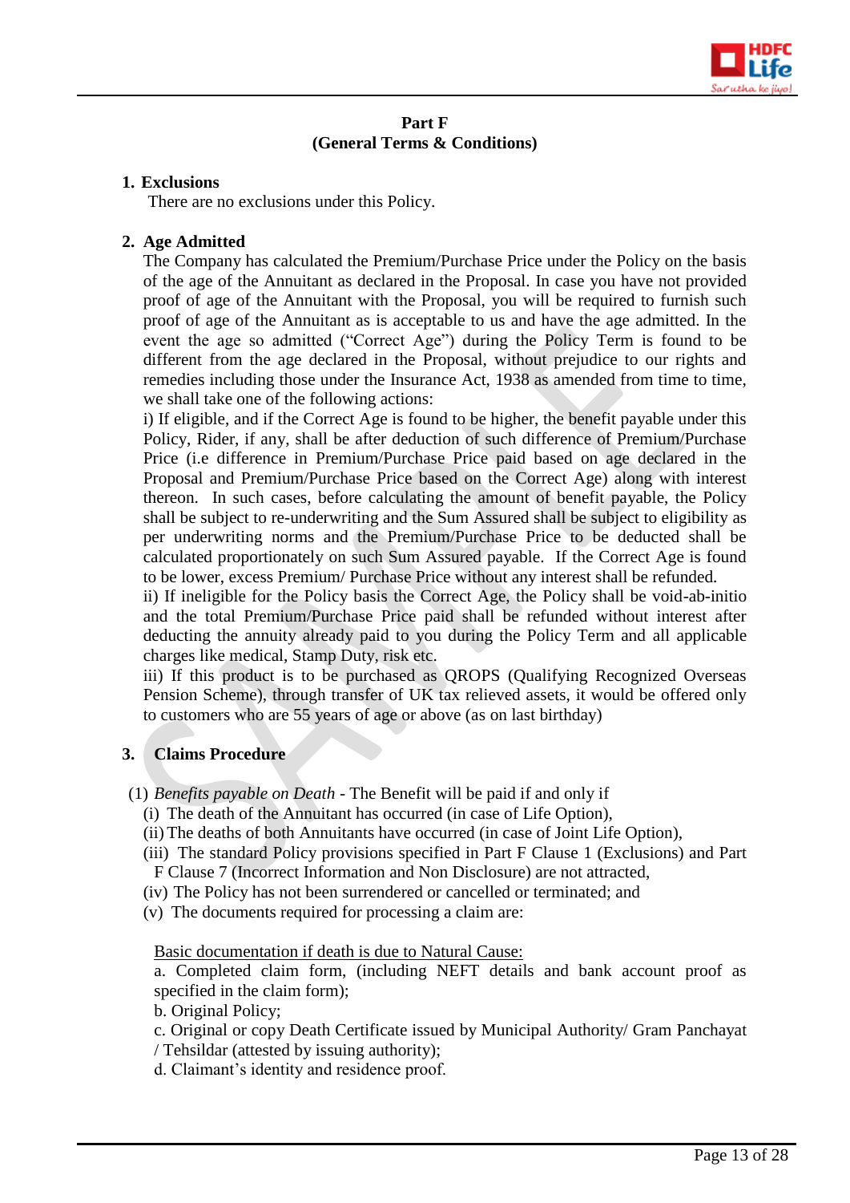**Part F**
**(General Terms & Conditions)**

1. **Exclusions**

   There are no exclusions under this Policy.

2. **Age Admitted**

   The Company has calculated the Premium/Purchase Price under the Policy on the basis of the age of the Annuitant as declared in the Proposal. In case you have not provided proof of age of the Annuitant with the Proposal, you will be required to furnish such proof of age of the Annuitant as is acceptable to us and have the age admitted. In the event the age so admitted ("Correct Age") during the Policy Term is found to be different from the age declared in the Proposal, without prejudice to our rights and remedies including those under the Insurance Act, 1938 as amended from time to time, we shall take one of the following actions:

   i) If eligible, and if the Correct Age is found to be higher, the benefit payable under this Policy, Rider, if any, shall be after deduction of such difference of Premium/Purchase Price (i.e difference in Premium/Purchase Price paid based on age declared in the Proposal and Premium/Purchase Price based on the Correct Age) along with interest thereon. In such cases, before calculating the amount of benefit payable, the Policy shall be subject to re-underwriting and the Sum Assured shall be subject to eligibility as per underwriting norms and the Premium/Purchase Price to be deducted shall be calculated proportionately on such Sum Assured payable. If the Correct Age is found to be lower, excess Premium/ Purchase Price without any interest shall be refunded.

   ii) If ineligible for the Policy basis the Correct Age, the Policy shall be void-ab-initio and the total Premium/Purchase Price paid shall be refunded without interest after deducting the annuity already paid to you during the Policy Term and all applicable charges like medical, Stamp Duty, risk etc.

   iii) If this product is to be purchased as QROPS (Qualifying Recognized Overseas Pension Scheme), through transfer of UK tax relieved assets, it would be offered only to customers who are 55 years of age or above (as on last birthday)

3. **Claims Procedure**

(1) *Benefits payable on Death* - The Benefit will be paid if and only if

(i) The death of the Annuitant has occurred (in case of Life Option),

(ii) The deaths of both Annuitants have occurred (in case of Joint Life Option),

(iii) The standard Policy provisions specified in Part F Clause 1 (Exclusions) and Part F Clause 7 (Incorrect Information and Non Disclosure) are not attracted,

(iv) The Policy has not been surrendered or cancelled or terminated; and

(v) The documents required for processing a claim are:

<u>Basic documentation if death is due to Natural Cause:</u>

a. Completed claim form, (including NEFT details and bank account proof as specified in the claim form);

b. Original Policy;

c. Original or copy Death Certificate issued by Municipal Authority/ Gram Panchayat / Tehsildar (attested by issuing authority);

d. Claimant's identity and residence proof.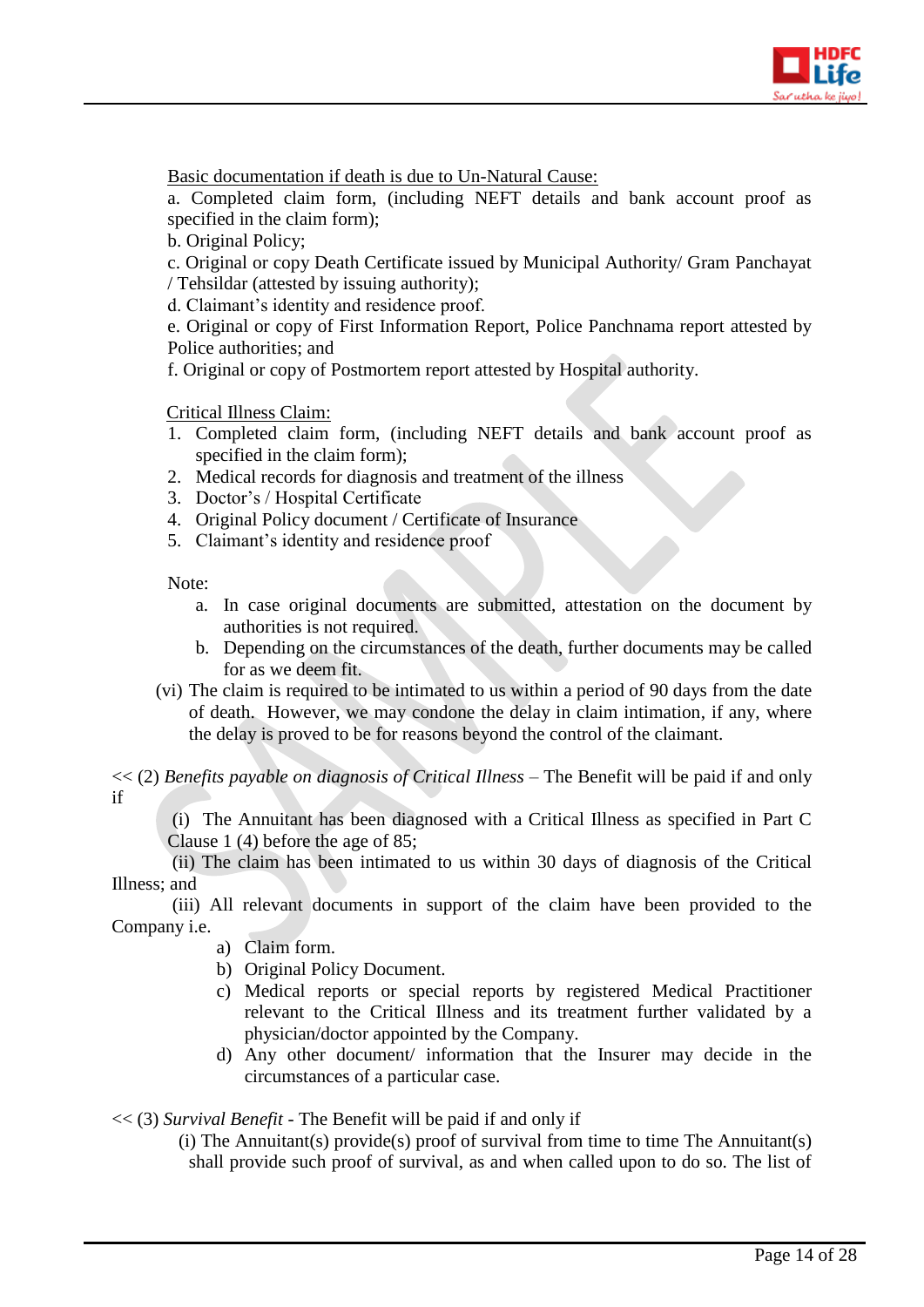Basic documentation if death is due to Un-Natural Cause:

a. Completed claim form, (including NEFT details and bank account proof as specified in the claim form);
b. Original Policy;
c. Original or copy Death Certificate issued by Municipal Authority/ Gram Panchayat / Tehsildar (attested by issuing authority);
d. Claimant's identity and residence proof.
e. Original or copy of First Information Report, Police Panchnama report attested by Police authorities; and
f. Original or copy of Postmortem report attested by Hospital authority.

Critical Illness Claim:

1. Completed claim form, (including NEFT details and bank account proof as specified in the claim form);
2. Medical records for diagnosis and treatment of the illness
3. Doctor's / Hospital Certificate
4. Original Policy document / Certificate of Insurance
5. Claimant's identity and residence proof

Note:

a. In case original documents are submitted, attestation on the document by authorities is not required.
b. Depending on the circumstances of the death, further documents may be called for as we deem fit.

(vi) The claim is required to be intimated to us within a period of 90 days from the date of death. However, we may condone the delay in claim intimation, if any, where the delay is proved to be for reasons beyond the control of the claimant.

<< (2) *Benefits payable on diagnosis of Critical Illness* – The Benefit will be paid if and only if

(i) The Annuitant has been diagnosed with a Critical Illness as specified in Part C Clause 1 (4) before the age of 85;

(ii) The claim has been intimated to us within 30 days of diagnosis of the Critical Illness; and

(iii) All relevant documents in support of the claim have been provided to the Company i.e.

a) Claim form.
b) Original Policy Document.
c) Medical reports or special reports by registered Medical Practitioner relevant to the Critical Illness and its treatment further validated by a physician/doctor appointed by the Company.
d) Any other document/ information that the Insurer may decide in the circumstances of a particular case.

<< (3) *Survival Benefit* - The Benefit will be paid if and only if

(i) The Annuitant(s) provide(s) proof of survival from time to time The Annuitant(s) shall provide such proof of survival, as and when called upon to do so. The list of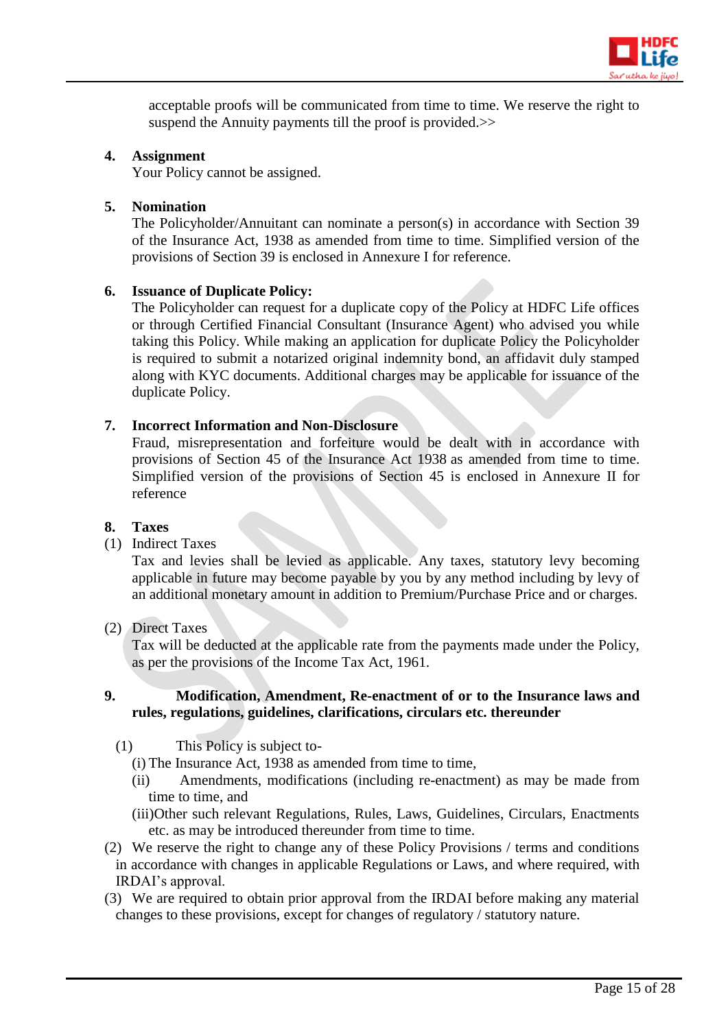acceptable proofs will be communicated from time to time. We reserve the right to suspend the Annuity payments till the proof is provided.>>

**4. Assignment**

Your Policy cannot be assigned.

**5. Nomination**

The Policyholder/Annuitant can nominate a person(s) in accordance with Section 39 of the Insurance Act, 1938 as amended from time to time. Simplified version of the provisions of Section 39 is enclosed in Annexure I for reference.

**6. Issuance of Duplicate Policy:**

The Policyholder can request for a duplicate copy of the Policy at HDFC Life offices or through Certified Financial Consultant (Insurance Agent) who advised you while taking this Policy. While making an application for duplicate Policy the Policyholder is required to submit a notarized original indemnity bond, an affidavit duly stamped along with KYC documents. Additional charges may be applicable for issuance of the duplicate Policy.

**7. Incorrect Information and Non-Disclosure**

Fraud, misrepresentation and forfeiture would be dealt with in accordance with provisions of Section 45 of the Insurance Act 1938 as amended from time to time. Simplified version of the provisions of Section 45 is enclosed in Annexure II for reference

**8. Taxes**

(1) Indirect Taxes

Tax and levies shall be levied as applicable. Any taxes, statutory levy becoming applicable in future may become payable by you by any method including by levy of an additional monetary amount in addition to Premium/Purchase Price and or charges.

(2) Direct Taxes

Tax will be deducted at the applicable rate from the payments made under the Policy, as per the provisions of the Income Tax Act, 1961.

**9. Modification, Amendment, Re-enactment of or to the Insurance laws and rules, regulations, guidelines, clarifications, circulars etc. thereunder**

(1) This Policy is subject to-

(i) The Insurance Act, 1938 as amended from time to time,

(ii) Amendments, modifications (including re-enactment) as may be made from time to time, and

(iii)Other such relevant Regulations, Rules, Laws, Guidelines, Circulars, Enactments etc. as may be introduced thereunder from time to time.

(2) We reserve the right to change any of these Policy Provisions / terms and conditions in accordance with changes in applicable Regulations or Laws, and where required, with IRDAI's approval.

(3) We are required to obtain prior approval from the IRDAI before making any material changes to these provisions, except for changes of regulatory / statutory nature.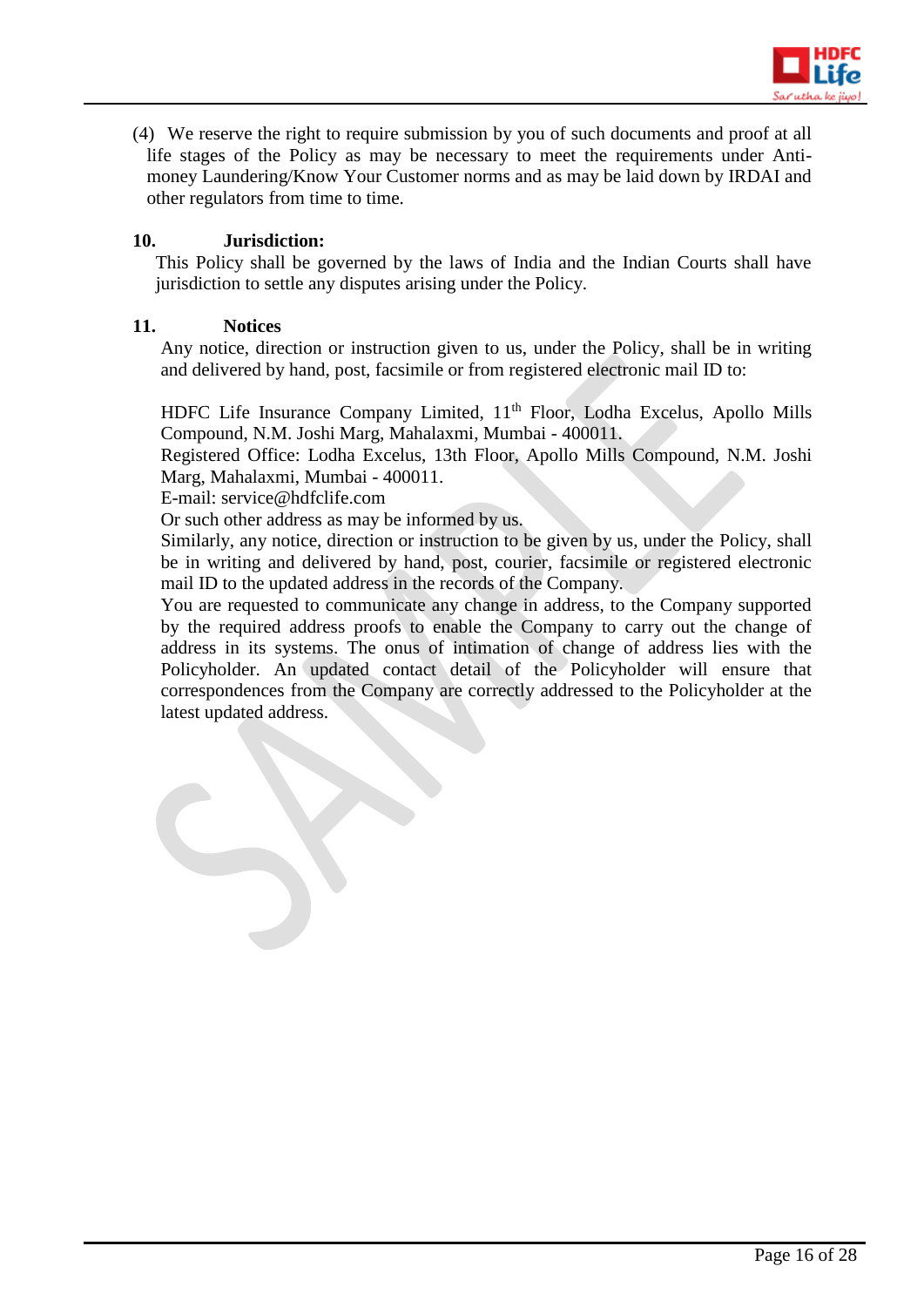(4) We reserve the right to require submission by you of such documents and proof at all life stages of the Policy as may be necessary to meet the requirements under Anti-money Laundering/Know Your Customer norms and as may be laid down by IRDAI and other regulators from time to time.

**10. Jurisdiction:**

This Policy shall be governed by the laws of India and the Indian Courts shall have jurisdiction to settle any disputes arising under the Policy.

**11. Notices**

Any notice, direction or instruction given to us, under the Policy, shall be in writing and delivered by hand, post, facsimile or from registered electronic mail ID to:

HDFC Life Insurance Company Limited, 11th Floor, Lodha Excelus, Apollo Mills Compound, N.M. Joshi Marg, Mahalaxmi, Mumbai - 400011.
Registered Office: Lodha Excelus, 13th Floor, Apollo Mills Compound, N.M. Joshi Marg, Mahalaxmi, Mumbai - 400011.
E-mail: service@hdfclife.com
Or such other address as may be informed by us.
Similarly, any notice, direction or instruction to be given by us, under the Policy, shall be in writing and delivered by hand, post, courier, facsimile or registered electronic mail ID to the updated address in the records of the Company.
You are requested to communicate any change in address, to the Company supported by the required address proofs to enable the Company to carry out the change of address in its systems. The onus of intimation of change of address lies with the Policyholder. An updated contact detail of the Policyholder will ensure that correspondences from the Company are correctly addressed to the Policyholder at the latest updated address.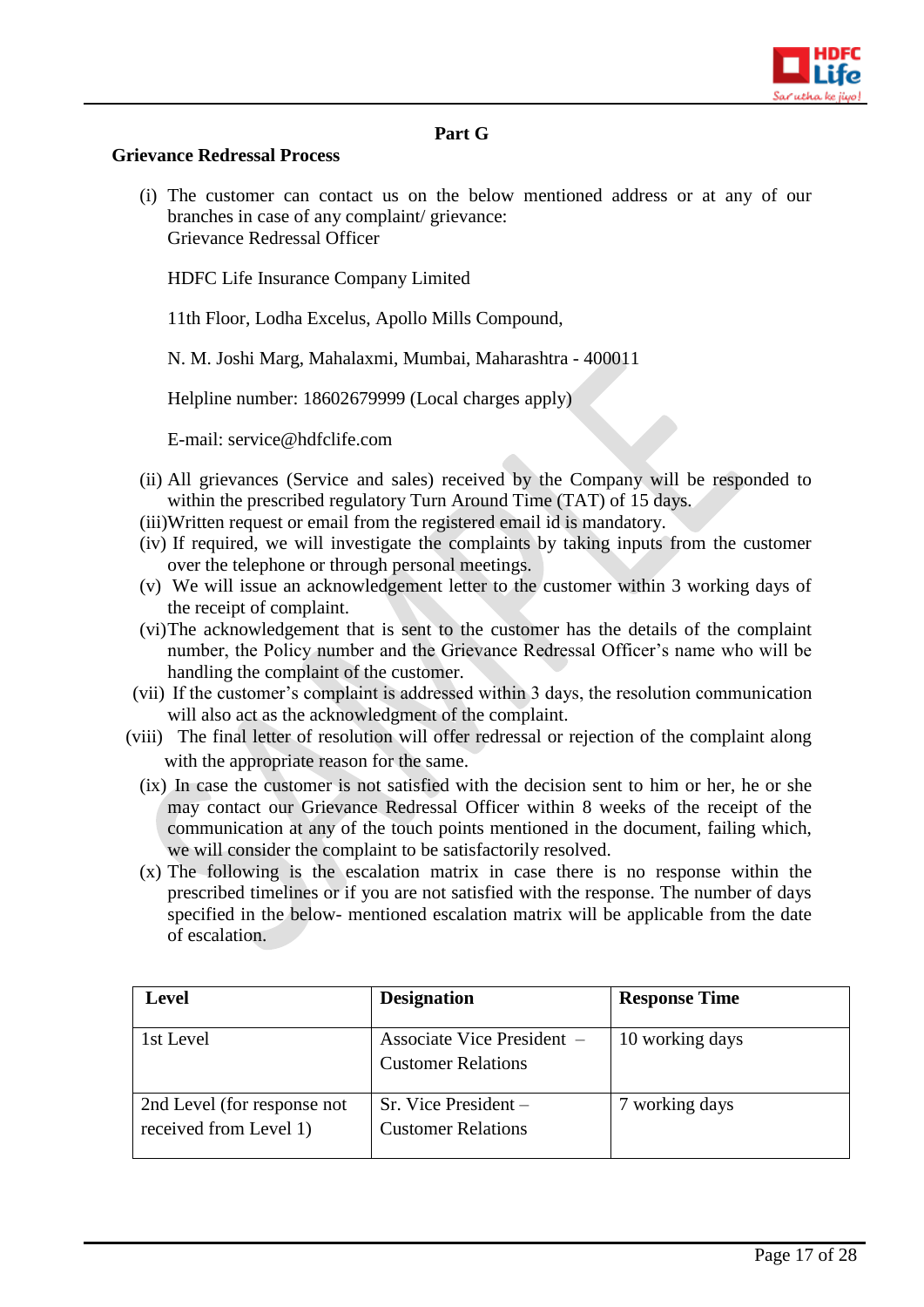## Part G

### Grievance Redressal Process

(i) The customer can contact us on the below mentioned address or at any of our branches in case of any complaint/ grievance:
Grievance Redressal Officer

HDFC Life Insurance Company Limited

11th Floor, Lodha Excelus, Apollo Mills Compound,

N. M. Joshi Marg, Mahalaxmi, Mumbai, Maharashtra - 400011

Helpline number: 18602679999 (Local charges apply)

E-mail: service@hdfclife.com

(ii) All grievances (Service and sales) received by the Company will be responded to within the prescribed regulatory Turn Around Time (TAT) of 15 days.

(iii) Written request or email from the registered email id is mandatory.

(iv) If required, we will investigate the complaints by taking inputs from the customer over the telephone or through personal meetings.

(v) We will issue an acknowledgement letter to the customer within 3 working days of the receipt of complaint.

(vi) The acknowledgement that is sent to the customer has the details of the complaint number, the Policy number and the Grievance Redressal Officer's name who will be handling the complaint of the customer.

(vii) If the customer's complaint is addressed within 3 days, the resolution communication will also act as the acknowledgment of the complaint.

(viii) The final letter of resolution will offer redressal or rejection of the complaint along with the appropriate reason for the same.

(ix) In case the customer is not satisfied with the decision sent to him or her, he or she may contact our Grievance Redressal Officer within 8 weeks of the receipt of the communication at any of the touch points mentioned in the document, failing which, we will consider the complaint to be satisfactorily resolved.

(x) The following is the escalation matrix in case there is no response within the prescribed timelines or if you are not satisfied with the response. The number of days specified in the below- mentioned escalation matrix will be applicable from the date of escalation.

| Level | Designation | Response Time |
|---|---|---|
| 1st Level | Associate Vice President – Customer Relations | 10 working days |
| 2nd Level (for response not received from Level 1) | Sr. Vice President – Customer Relations | 7 working days |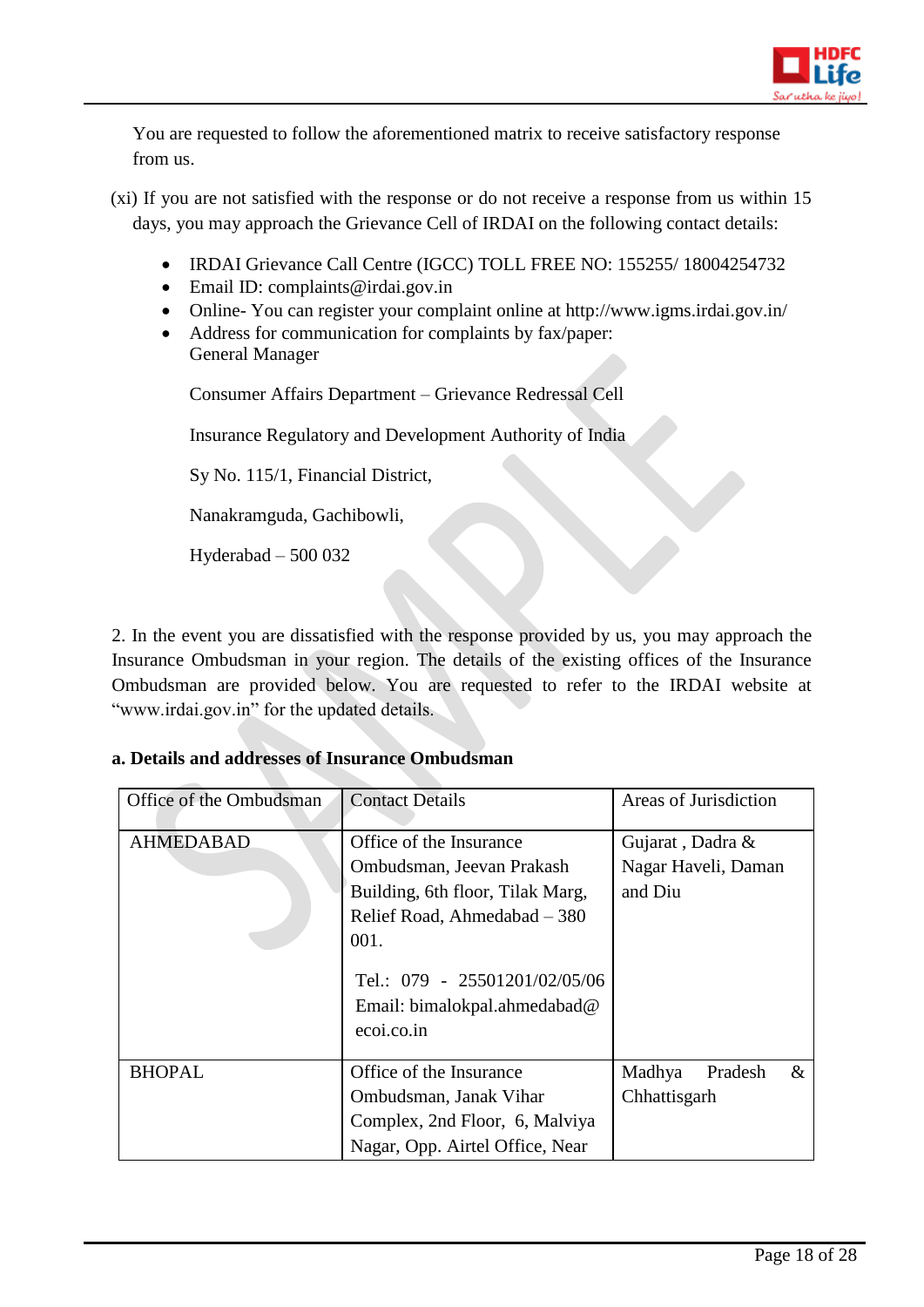You are requested to follow the aforementioned matrix to receive satisfactory response from us.

(xi) If you are not satisfied with the response or do not receive a response from us within 15 days, you may approach the Grievance Cell of IRDAI on the following contact details:

- IRDAI Grievance Call Centre (IGCC) TOLL FREE NO: 155255/ 18004254732
- Email ID: complaints@irdai.gov.in
- Online- You can register your complaint online at http://www.igms.irdai.gov.in/
- Address for communication for complaints by fax/paper:
  General Manager

  Consumer Affairs Department – Grievance Redressal Cell

  Insurance Regulatory and Development Authority of India

  Sy No. 115/1, Financial District,

  Nanakramguda, Gachibowli,

  Hyderabad – 500 032

2. In the event you are dissatisfied with the response provided by us, you may approach the Insurance Ombudsman in your region. The details of the existing offices of the Insurance Ombudsman are provided below. You are requested to refer to the IRDAI website at "www.irdai.gov.in" for the updated details.

**a. Details and addresses of Insurance Ombudsman**

| Office of the Ombudsman | Contact Details | Areas of Jurisdiction |
|---|---|---|
| AHMEDABAD | Office of the Insurance Ombudsman, Jeevan Prakash Building, 6th floor, Tilak Marg, Relief Road, Ahmedabad – 380 001.<br><br>Tel.: 079 - 25501201/02/05/06<br>Email: bimalokpal.ahmedabad@ecoi.co.in | Gujarat , Dadra & Nagar Haveli, Daman and Diu |
| BHOPAL | Office of the Insurance Ombudsman, Janak Vihar Complex, 2nd Floor, 6, Malviya Nagar, Opp. Airtel Office, Near | Madhya Pradesh & Chhattisgarh |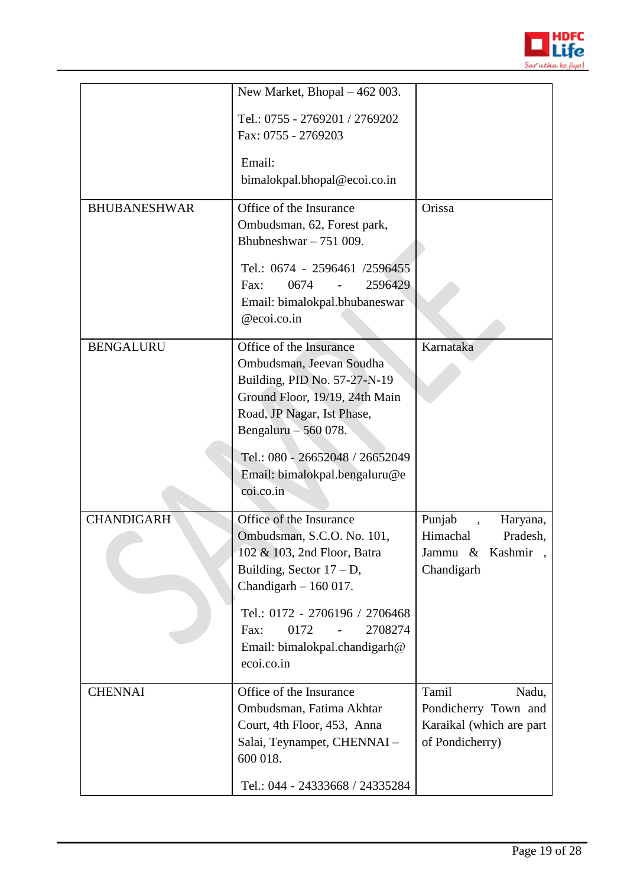| | | |
|---|---|---|
| | New Market, Bhopal – 462 003. Tel.: 0755 - 2769201 / 2769202 Fax: 0755 - 2769203 Email: bimalokpal.bhopal@ecoi.co.in | |
| BHUBANESHWAR | Office of the Insurance Ombudsman, 62, Forest park, Bhubneshwar – 751 009. Tel.: 0674 - 2596461 /2596455 Fax: 0674 - 2596429 Email: bimalokpal.bhubaneswar@ecoi.co.in | Orissa |
| BENGALURU | Office of the Insurance Ombudsman, Jeevan Soudha Building, PID No. 57-27-N-19 Ground Floor, 19/19, 24th Main Road, JP Nagar, Ist Phase, Bengaluru – 560 078. Tel.: 080 - 26652048 / 26652049 Email: bimalokpal.bengaluru@ecoi.co.in | Karnataka |
| CHANDIGARH | Office of the Insurance Ombudsman, S.C.O. No. 101, 102 & 103, 2nd Floor, Batra Building, Sector 17 – D, Chandigarh – 160 017. Tel.: 0172 - 2706196 / 2706468 Fax: 0172 - 2708274 Email: bimalokpal.chandigarh@ecoi.co.in | Punjab , Haryana, Himachal Pradesh, Jammu & Kashmir , Chandigarh |
| CHENNAI | Office of the Insurance Ombudsman, Fatima Akhtar Court, 4th Floor, 453, Anna Salai, Teynampet, CHENNAI – 600 018. Tel.: 044 - 24333668 / 24335284 | Tamil Nadu, Pondicherry Town and Karaikal (which are part of Pondicherry) |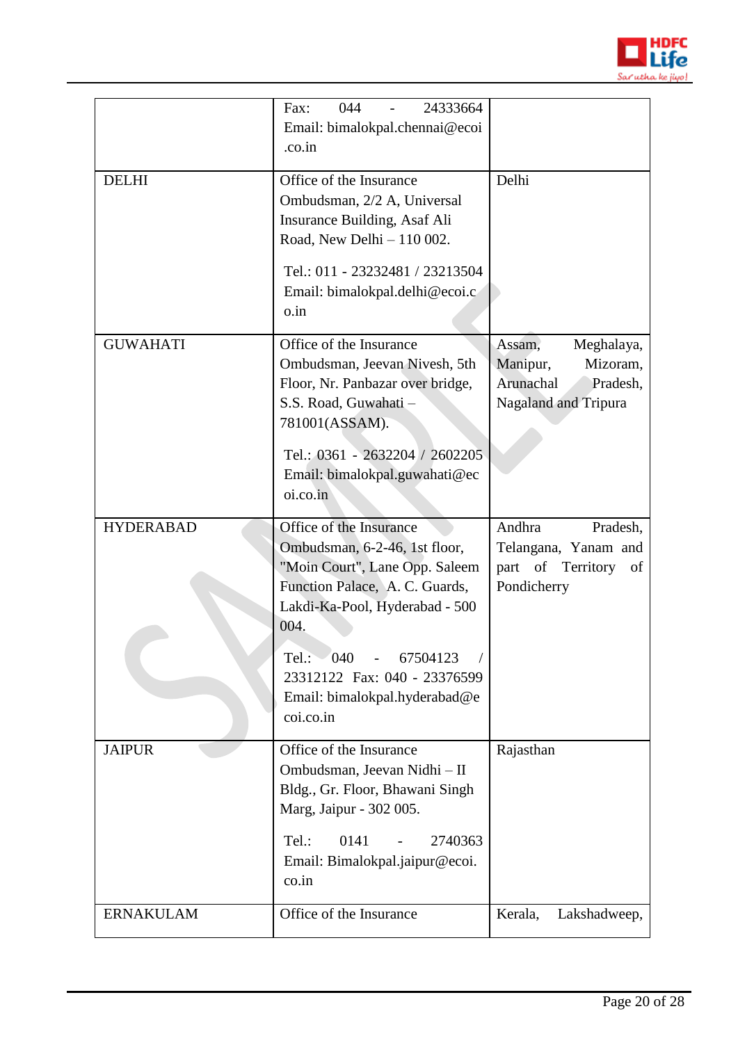| | | |
|---|---|---|
| | Fax: 044 - 24333664<br>Email: bimalokpal.chennai@ecoi.co.in | |
| DELHI | Office of the Insurance Ombudsman, 2/2 A, Universal Insurance Building, Asaf Ali Road, New Delhi – 110 002.<br><br>Tel.: 011 - 23232481 / 23213504<br>Email: bimalokpal.delhi@ecoi.co.in | Delhi |
| GUWAHATI | Office of the Insurance Ombudsman, Jeevan Nivesh, 5th Floor, Nr. Panbazar over bridge, S.S. Road, Guwahati – 781001(ASSAM).<br><br>Tel.: 0361 - 2632204 / 2602205<br>Email: bimalokpal.guwahati@ecoi.co.in | Assam, Meghalaya, Manipur, Mizoram, Arunachal Pradesh, Nagaland and Tripura |
| HYDERABAD | Office of the Insurance Ombudsman, 6-2-46, 1st floor, "Moin Court", Lane Opp. Saleem Function Palace, A. C. Guards, Lakdi-Ka-Pool, Hyderabad - 500 004.<br><br>Tel.: 040 - 67504123 / 23312122 Fax: 040 - 23376599<br>Email: bimalokpal.hyderabad@ecoi.co.in | Andhra Pradesh, Telangana, Yanam and part of Territory of Pondicherry |
| JAIPUR | Office of the Insurance Ombudsman, Jeevan Nidhi – II Bldg., Gr. Floor, Bhawani Singh Marg, Jaipur - 302 005.<br><br>Tel.: 0141 - 2740363<br>Email: Bimalokpal.jaipur@ecoi.co.in | Rajasthan |
| ERNAKULAM | Office of the Insurance | Kerala, Lakshadweep, |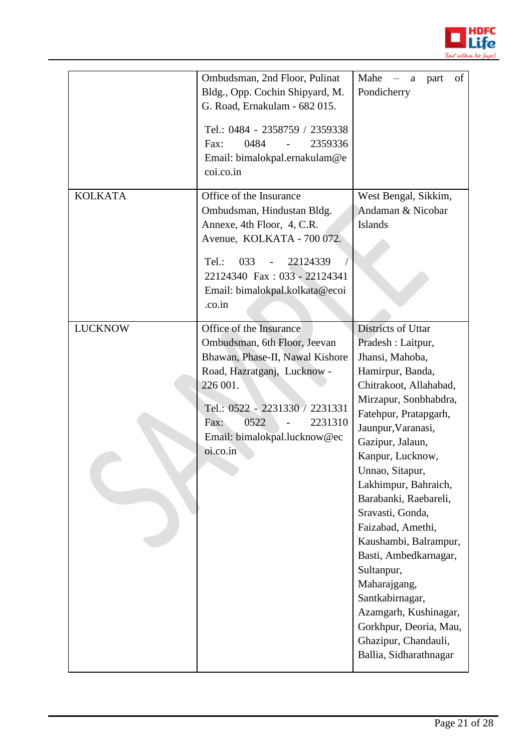| | | |
|---|---|---|
| | Ombudsman, 2nd Floor, Pulinat Bldg., Opp. Cochin Shipyard, M. G. Road, Ernakulam - 682 015. Tel.: 0484 - 2358759 / 2359338 Fax: 0484 - 2359336 Email: bimalokpal.ernakulam@ecoi.co.in | Mahe – a part of Pondicherry |
| KOLKATA | Office of the Insurance Ombudsman, Hindustan Bldg. Annexe, 4th Floor, 4, C.R. Avenue, KOLKATA - 700 072. Tel.: 033 - 22124339 / 22124340 Fax : 033 - 22124341 Email: bimalokpal.kolkata@ecoi.co.in | West Bengal, Sikkim, Andaman & Nicobar Islands |
| LUCKNOW | Office of the Insurance Ombudsman, 6th Floor, Jeevan Bhawan, Phase-II, Nawal Kishore Road, Hazratganj, Lucknow - 226 001. Tel.: 0522 - 2231330 / 2231331 Fax: 0522 - 2231310 Email: bimalokpal.lucknow@ecoi.co.in | Districts of Uttar Pradesh : Laitpur, Jhansi, Mahoba, Hamirpur, Banda, Chitrakoot, Allahabad, Mirzapur, Sonbhabdra, Fatehpur, Pratapgarh, Jaunpur,Varanasi, Gazipur, Jalaun, Kanpur, Lucknow, Unnao, Sitapur, Lakhimpur, Bahraich, Barabanki, Raebareli, Sravasti, Gonda, Faizabad, Amethi, Kaushambi, Balrampur, Basti, Ambedkarnagar, Sultanpur, Maharajgang, Santkabirnagar, Azamgarh, Kushinagar, Gorkhpur, Deoria, Mau, Ghazipur, Chandauli, Ballia, Sidharathnagar |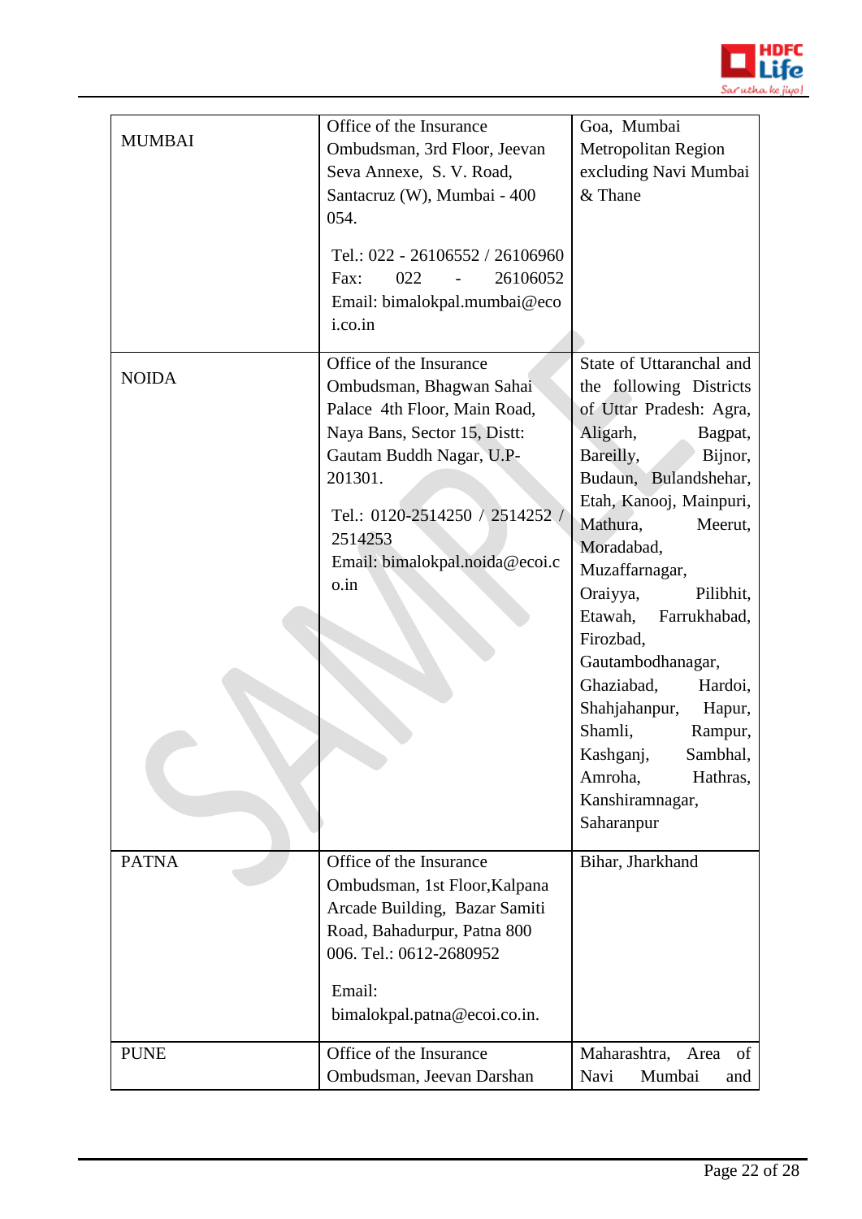| | | |
|---|---|---|
| MUMBAI | Office of the Insurance Ombudsman, 3rd Floor, Jeevan Seva Annexe, S. V. Road, Santacruz (W), Mumbai - 400 054.<br><br>Tel.: 022 - 26106552 / 26106960 Fax: 022 - 26106052 Email: bimalokpal.mumbai@ecoi.co.in | Goa, Mumbai Metropolitan Region excluding Navi Mumbai & Thane |
| NOIDA | Office of the Insurance Ombudsman, Bhagwan Sahai Palace 4th Floor, Main Road, Naya Bans, Sector 15, Distt: Gautam Buddh Nagar, U.P-201301.<br><br>Tel.: 0120-2514250 / 2514252 / 2514253 Email: bimalokpal.noida@ecoi.co.in | State of Uttaranchal and the following Districts of Uttar Pradesh: Agra, Aligarh, Bagpat, Bareilly, Bijnor, Budaun, Bulandshehar, Etah, Kanooj, Mainpuri, Mathura, Meerut, Moradabad, Muzaffarnagar, Oraiyya, Pilibhit, Etawah, Farrukhabad, Firozbad, Gautambodhanagar, Ghaziabad, Hardoi, Shahjahanpur, Hapur, Shamli, Rampur, Kashganj, Sambhal, Amroha, Hathras, Kanshiramnagar, Saharanpur |
| PATNA | Office of the Insurance Ombudsman, 1st Floor,Kalpana Arcade Building, Bazar Samiti Road, Bahadurpur, Patna 800 006. Tel.: 0612-2680952<br><br>Email: bimalokpal.patna@ecoi.co.in. | Bihar, Jharkhand |
| PUNE | Office of the Insurance Ombudsman, Jeevan Darshan | Maharashtra, Area of Navi Mumbai and |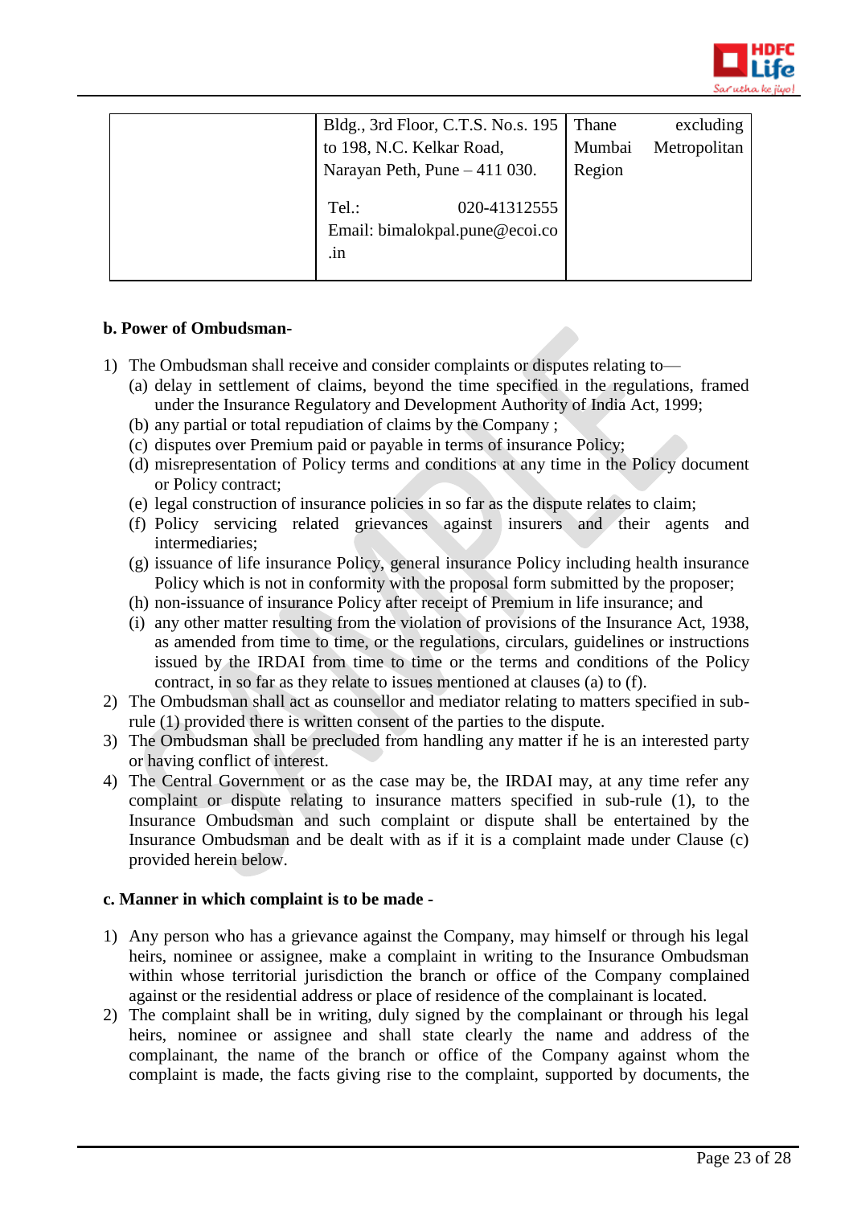|  | Bldg., 3rd Floor, C.T.S. No.s. 195 to 198, N.C. Kelkar Road, Narayan Peth, Pune – 411 030.<br><br>Tel.: 020-41312555<br>Email: bimalokpal.pune@ecoi.co.in | Thane excluding Mumbai Metropolitan Region |
|---|---|---|

**b. Power of Ombudsman-**

1) The Ombudsman shall receive and consider complaints or disputes relating to—
   (a) delay in settlement of claims, beyond the time specified in the regulations, framed under the Insurance Regulatory and Development Authority of India Act, 1999;
   (b) any partial or total repudiation of claims by the Company ;
   (c) disputes over Premium paid or payable in terms of insurance Policy;
   (d) misrepresentation of Policy terms and conditions at any time in the Policy document or Policy contract;
   (e) legal construction of insurance policies in so far as the dispute relates to claim;
   (f) Policy servicing related grievances against insurers and their agents and intermediaries;
   (g) issuance of life insurance Policy, general insurance Policy including health insurance Policy which is not in conformity with the proposal form submitted by the proposer;
   (h) non-issuance of insurance Policy after receipt of Premium in life insurance; and
   (i) any other matter resulting from the violation of provisions of the Insurance Act, 1938, as amended from time to time, or the regulations, circulars, guidelines or instructions issued by the IRDAI from time to time or the terms and conditions of the Policy contract, in so far as they relate to issues mentioned at clauses (a) to (f).
2) The Ombudsman shall act as counsellor and mediator relating to matters specified in sub-rule (1) provided there is written consent of the parties to the dispute.
3) The Ombudsman shall be precluded from handling any matter if he is an interested party or having conflict of interest.
4) The Central Government or as the case may be, the IRDAI may, at any time refer any complaint or dispute relating to insurance matters specified in sub-rule (1), to the Insurance Ombudsman and such complaint or dispute shall be entertained by the Insurance Ombudsman and be dealt with as if it is a complaint made under Clause (c) provided herein below.

**c. Manner in which complaint is to be made -**

1) Any person who has a grievance against the Company, may himself or through his legal heirs, nominee or assignee, make a complaint in writing to the Insurance Ombudsman within whose territorial jurisdiction the branch or office of the Company complained against or the residential address or place of residence of the complainant is located.
2) The complaint shall be in writing, duly signed by the complainant or through his legal heirs, nominee or assignee and shall state clearly the name and address of the complainant, the name of the branch or office of the Company against whom the complaint is made, the facts giving rise to the complaint, supported by documents, the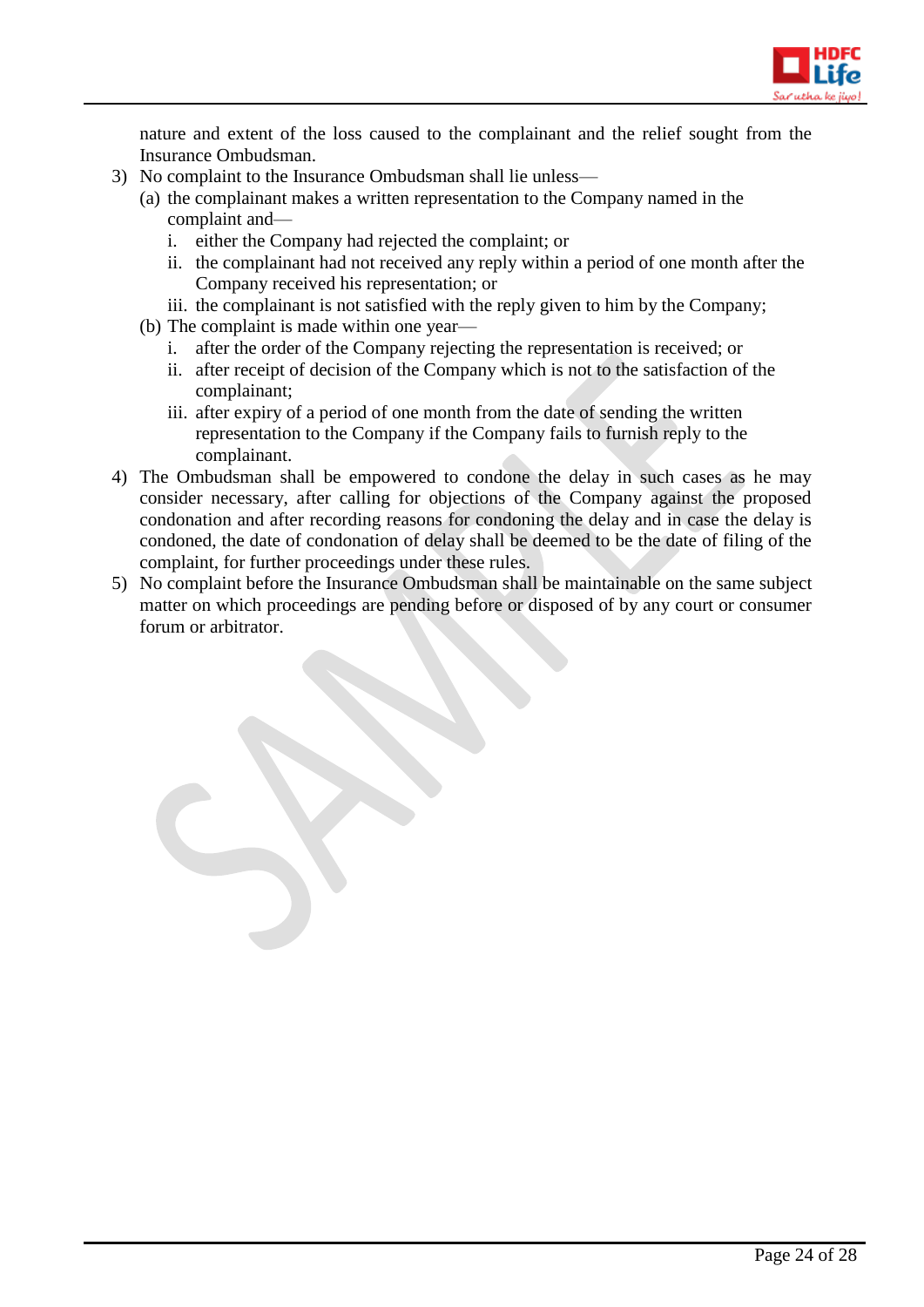nature and extent of the loss caused to the complainant and the relief sought from the Insurance Ombudsman.

3) No complaint to the Insurance Ombudsman shall lie unless—
   (a) the complainant makes a written representation to the Company named in the complaint and—
      i. either the Company had rejected the complaint; or
      ii. the complainant had not received any reply within a period of one month after the Company received his representation; or
      iii. the complainant is not satisfied with the reply given to him by the Company;
   (b) The complaint is made within one year—
      i. after the order of the Company rejecting the representation is received; or
      ii. after receipt of decision of the Company which is not to the satisfaction of the complainant;
      iii. after expiry of a period of one month from the date of sending the written representation to the Company if the Company fails to furnish reply to the complainant.
4) The Ombudsman shall be empowered to condone the delay in such cases as he may consider necessary, after calling for objections of the Company against the proposed condonation and after recording reasons for condoning the delay and in case the delay is condoned, the date of condonation of delay shall be deemed to be the date of filing of the complaint, for further proceedings under these rules.
5) No complaint before the Insurance Ombudsman shall be maintainable on the same subject matter on which proceedings are pending before or disposed of by any court or consumer forum or arbitrator.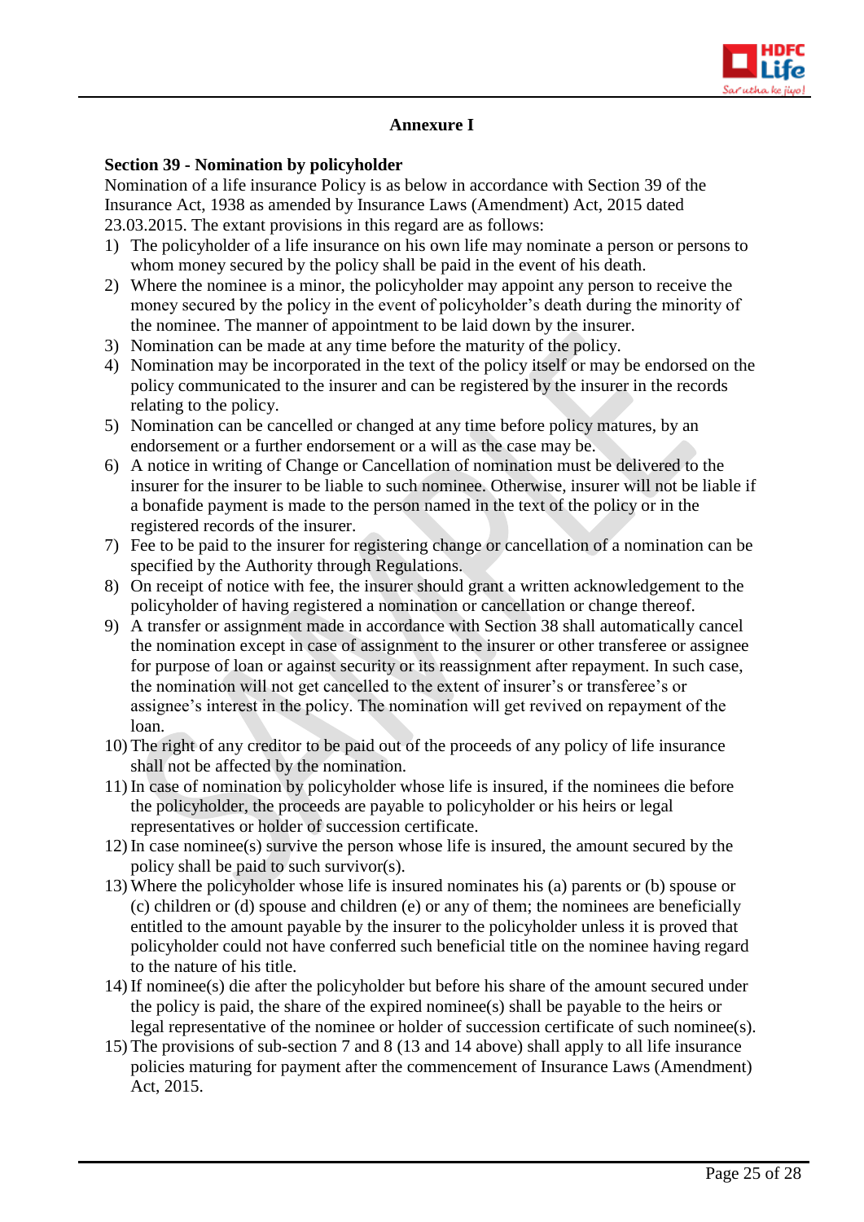## Annexure I

### Section 39 - Nomination by policyholder

Nomination of a life insurance Policy is as below in accordance with Section 39 of the Insurance Act, 1938 as amended by Insurance Laws (Amendment) Act, 2015 dated 23.03.2015. The extant provisions in this regard are as follows:

1) The policyholder of a life insurance on his own life may nominate a person or persons to whom money secured by the policy shall be paid in the event of his death.
2) Where the nominee is a minor, the policyholder may appoint any person to receive the money secured by the policy in the event of policyholder's death during the minority of the nominee. The manner of appointment to be laid down by the insurer.
3) Nomination can be made at any time before the maturity of the policy.
4) Nomination may be incorporated in the text of the policy itself or may be endorsed on the policy communicated to the insurer and can be registered by the insurer in the records relating to the policy.
5) Nomination can be cancelled or changed at any time before policy matures, by an endorsement or a further endorsement or a will as the case may be.
6) A notice in writing of Change or Cancellation of nomination must be delivered to the insurer for the insurer to be liable to such nominee. Otherwise, insurer will not be liable if a bonafide payment is made to the person named in the text of the policy or in the registered records of the insurer.
7) Fee to be paid to the insurer for registering change or cancellation of a nomination can be specified by the Authority through Regulations.
8) On receipt of notice with fee, the insurer should grant a written acknowledgement to the policyholder of having registered a nomination or cancellation or change thereof.
9) A transfer or assignment made in accordance with Section 38 shall automatically cancel the nomination except in case of assignment to the insurer or other transferee or assignee for purpose of loan or against security or its reassignment after repayment. In such case, the nomination will not get cancelled to the extent of insurer's or transferee's or assignee's interest in the policy. The nomination will get revived on repayment of the loan.
10) The right of any creditor to be paid out of the proceeds of any policy of life insurance shall not be affected by the nomination.
11) In case of nomination by policyholder whose life is insured, if the nominees die before the policyholder, the proceeds are payable to policyholder or his heirs or legal representatives or holder of succession certificate.
12) In case nominee(s) survive the person whose life is insured, the amount secured by the policy shall be paid to such survivor(s).
13) Where the policyholder whose life is insured nominates his (a) parents or (b) spouse or (c) children or (d) spouse and children (e) or any of them; the nominees are beneficially entitled to the amount payable by the insurer to the policyholder unless it is proved that policyholder could not have conferred such beneficial title on the nominee having regard to the nature of his title.
14) If nominee(s) die after the policyholder but before his share of the amount secured under the policy is paid, the share of the expired nominee(s) shall be payable to the heirs or legal representative of the nominee or holder of succession certificate of such nominee(s).
15) The provisions of sub-section 7 and 8 (13 and 14 above) shall apply to all life insurance policies maturing for payment after the commencement of Insurance Laws (Amendment) Act, 2015.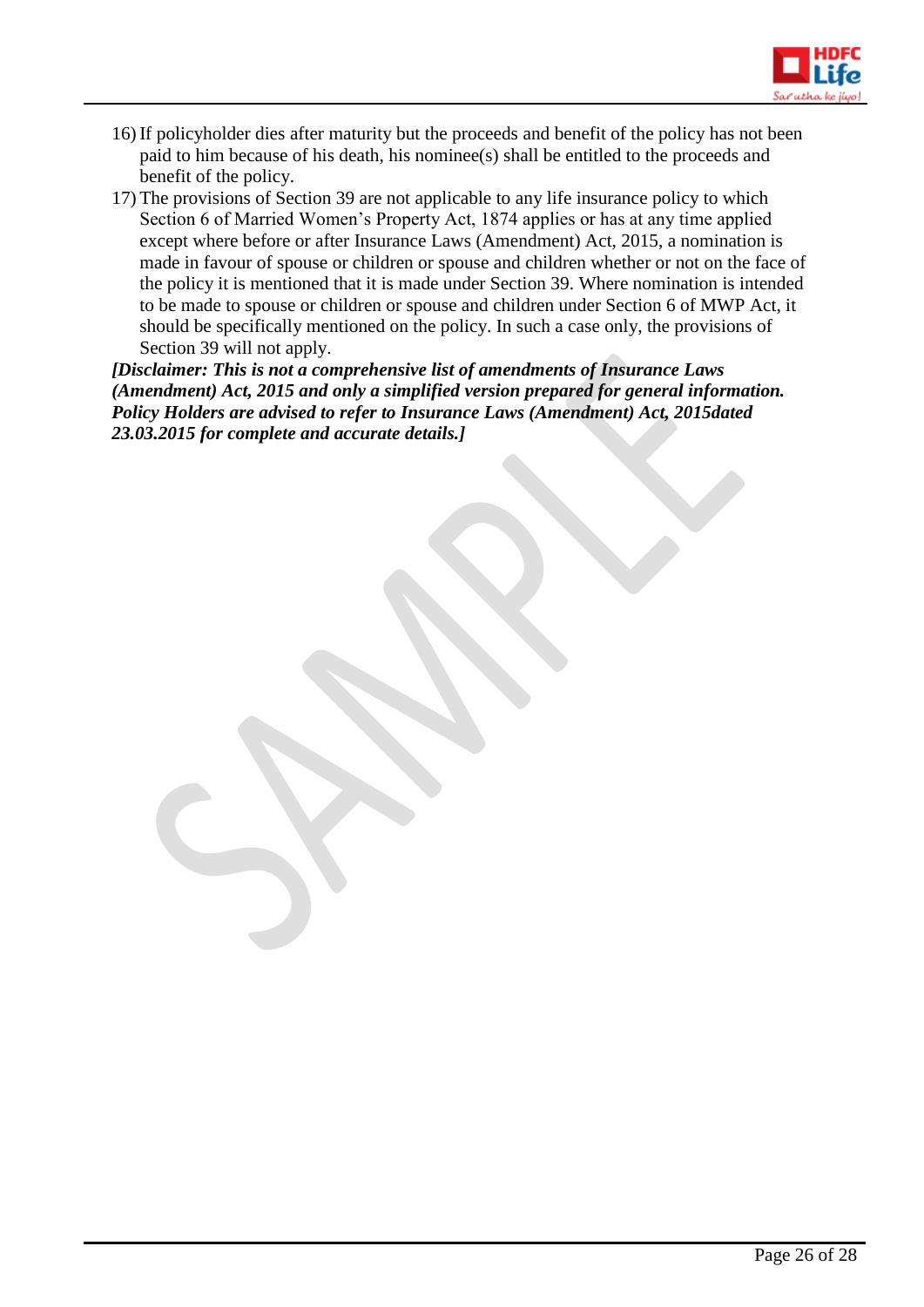16) If policyholder dies after maturity but the proceeds and benefit of the policy has not been paid to him because of his death, his nominee(s) shall be entitled to the proceeds and benefit of the policy.
17) The provisions of Section 39 are not applicable to any life insurance policy to which Section 6 of Married Women's Property Act, 1874 applies or has at any time applied except where before or after Insurance Laws (Amendment) Act, 2015, a nomination is made in favour of spouse or children or spouse and children whether or not on the face of the policy it is mentioned that it is made under Section 39. Where nomination is intended to be made to spouse or children or spouse and children under Section 6 of MWP Act, it should be specifically mentioned on the policy. In such a case only, the provisions of Section 39 will not apply.

***[Disclaimer: This is not a comprehensive list of amendments of Insurance Laws (Amendment) Act, 2015 and only a simplified version prepared for general information. Policy Holders are advised to refer to Insurance Laws (Amendment) Act, 2015dated 23.03.2015 for complete and accurate details.]***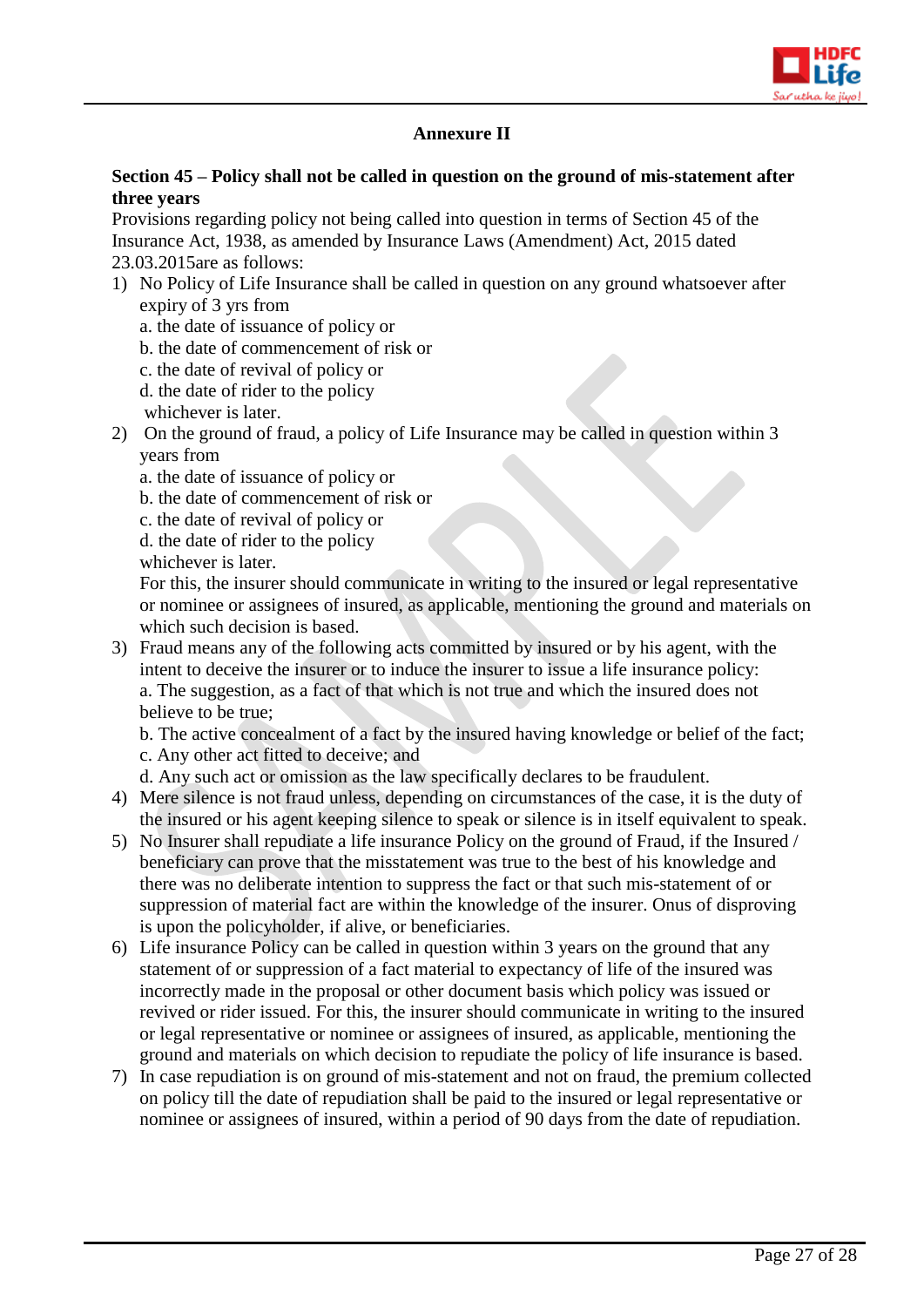## Annexure II

**Section 45 – Policy shall not be called in question on the ground of mis-statement after three years**

Provisions regarding policy not being called into question in terms of Section 45 of the Insurance Act, 1938, as amended by Insurance Laws (Amendment) Act, 2015 dated 23.03.2015are as follows:

1) No Policy of Life Insurance shall be called in question on any ground whatsoever after expiry of 3 yrs from
   a. the date of issuance of policy or
   b. the date of commencement of risk or
   c. the date of revival of policy or
   d. the date of rider to the policy
   whichever is later.
2) On the ground of fraud, a policy of Life Insurance may be called in question within 3 years from
   a. the date of issuance of policy or
   b. the date of commencement of risk or
   c. the date of revival of policy or
   d. the date of rider to the policy
   whichever is later.
   For this, the insurer should communicate in writing to the insured or legal representative or nominee or assignees of insured, as applicable, mentioning the ground and materials on which such decision is based.
3) Fraud means any of the following acts committed by insured or by his agent, with the intent to deceive the insurer or to induce the insurer to issue a life insurance policy:
   a. The suggestion, as a fact of that which is not true and which the insured does not believe to be true;
   b. The active concealment of a fact by the insured having knowledge or belief of the fact;
   c. Any other act fitted to deceive; and
   d. Any such act or omission as the law specifically declares to be fraudulent.
4) Mere silence is not fraud unless, depending on circumstances of the case, it is the duty of the insured or his agent keeping silence to speak or silence is in itself equivalent to speak.
5) No Insurer shall repudiate a life insurance Policy on the ground of Fraud, if the Insured / beneficiary can prove that the misstatement was true to the best of his knowledge and there was no deliberate intention to suppress the fact or that such mis-statement of or suppression of material fact are within the knowledge of the insurer. Onus of disproving is upon the policyholder, if alive, or beneficiaries.
6) Life insurance Policy can be called in question within 3 years on the ground that any statement of or suppression of a fact material to expectancy of life of the insured was incorrectly made in the proposal or other document basis which policy was issued or revived or rider issued. For this, the insurer should communicate in writing to the insured or legal representative or nominee or assignees of insured, as applicable, mentioning the ground and materials on which decision to repudiate the policy of life insurance is based.
7) In case repudiation is on ground of mis-statement and not on fraud, the premium collected on policy till the date of repudiation shall be paid to the insured or legal representative or nominee or assignees of insured, within a period of 90 days from the date of repudiation.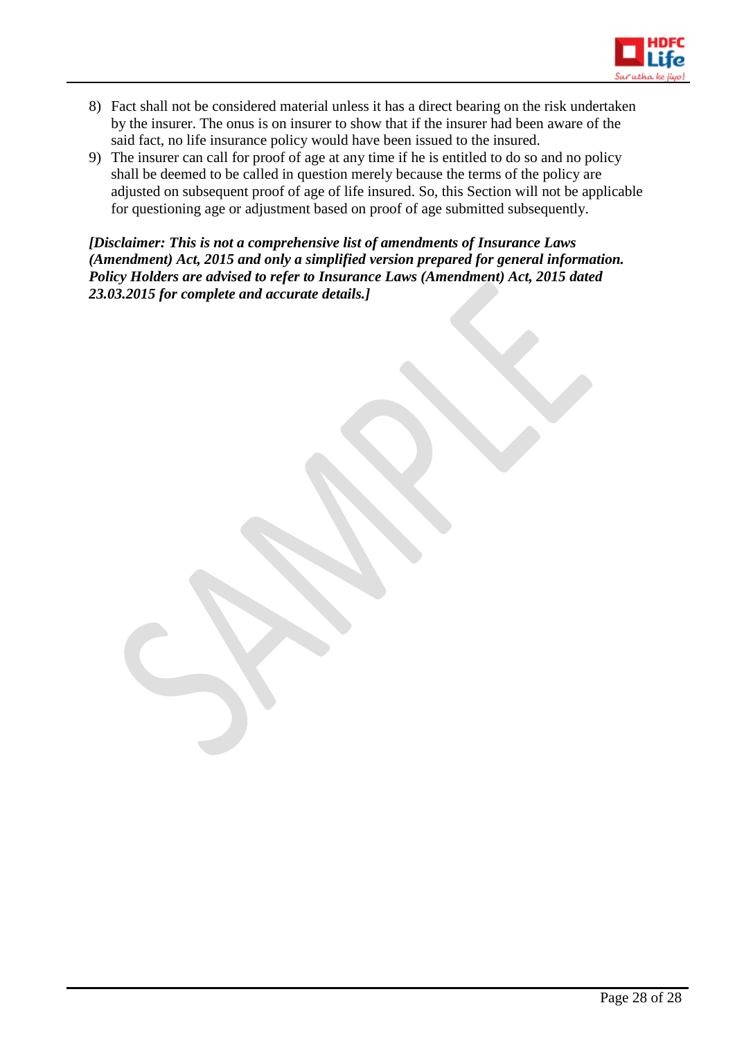8) Fact shall not be considered material unless it has a direct bearing on the risk undertaken by the insurer. The onus is on insurer to show that if the insurer had been aware of the said fact, no life insurance policy would have been issued to the insured.
9) The insurer can call for proof of age at any time if he is entitled to do so and no policy shall be deemed to be called in question merely because the terms of the policy are adjusted on subsequent proof of age of life insured. So, this Section will not be applicable for questioning age or adjustment based on proof of age submitted subsequently.

***[Disclaimer: This is not a comprehensive list of amendments of Insurance Laws (Amendment) Act, 2015 and only a simplified version prepared for general information. Policy Holders are advised to refer to Insurance Laws (Amendment) Act, 2015 dated 23.03.2015 for complete and accurate details.]***